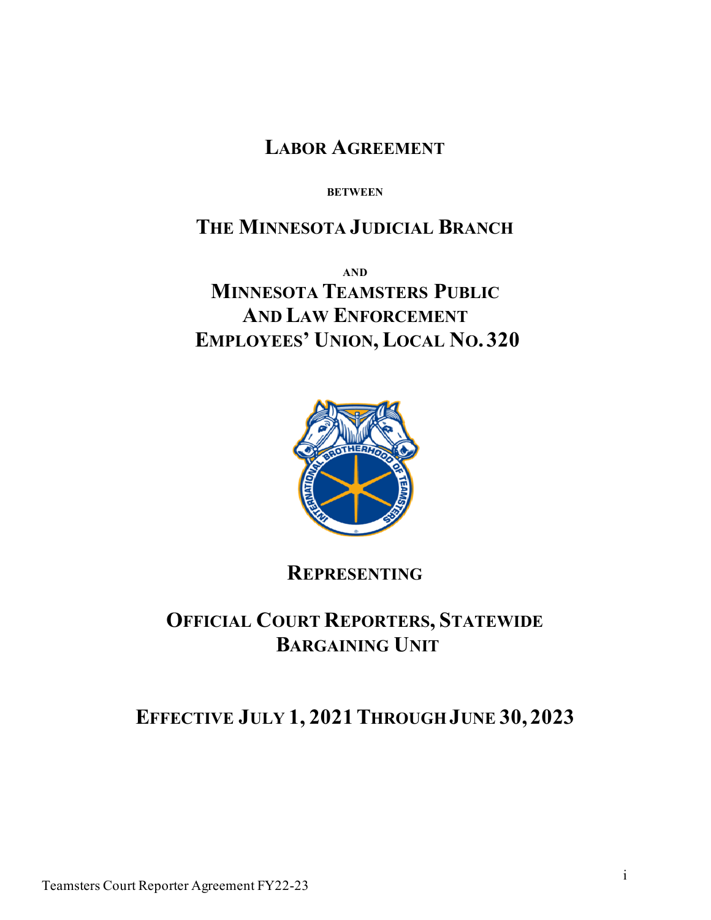# LABOR AGREEMENT

BETWEEN

## THE MINNESOTA JUDICIAL BRANCH

AND

## MINNESOTA TEAMSTERS PUBLIC AND LAW ENFORCEMENT EMPLOYEES' UNION, LOCAL NO. 320

## REPRESENTING

## OFFICIAL COURT REPORTERS, STATEWIDE BARGAINING UNIT

## EFFECTIVE JULY 1, 2021 THROUGH JUNE 30, 2023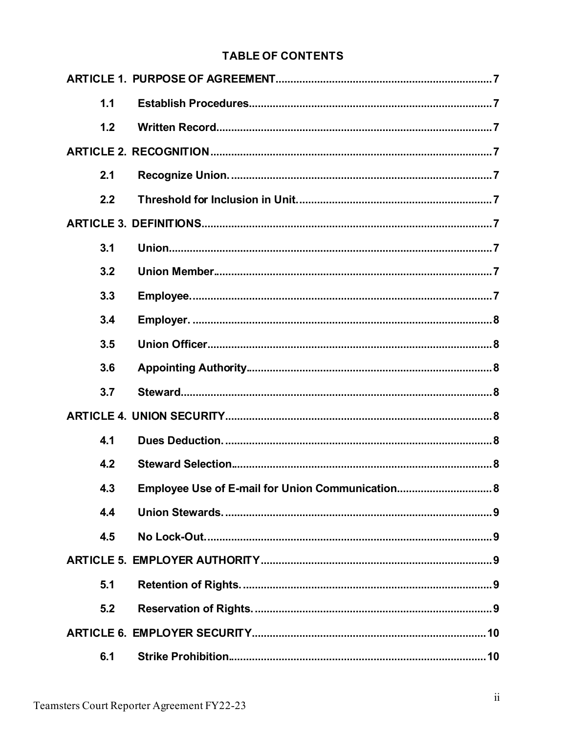## TABLE OF CONTENTS

**ARTICLE 1. PURPOSE OF AGREEMENT** ........ 7

- **1.1 Establish Procedures** ........ 7
- **1.2 Written Record** ........ 7

**ARTICLE 2. RECOGNITION** ........ 7

- **2.1 Recognize Union.** ........ 7
- **2.2 Threshold for Inclusion in Unit.** ........ 7

**ARTICLE 3. DEFINITIONS** ........ 7

- **3.1 Union** ........ 7
- **3.2 Union Member** ........ 7
- **3.3 Employee.** ........ 7
- **3.4 Employer.** ........ 8
- **3.5 Union Officer** ........ 8
- **3.6 Appointing Authority** ........ 8
- **3.7 Steward** ........ 8

**ARTICLE 4. UNION SECURITY** ........ 8

- **4.1 Dues Deduction.** ........ 8
- **4.2 Steward Selection** ........ 8
- **4.3 Employee Use of E-mail for Union Communication** ........ 8
- **4.4 Union Stewards.** ........ 9
- **4.5 No Lock-Out.** ........ 9

**ARTICLE 5. EMPLOYER AUTHORITY** ........ 9

- **5.1 Retention of Rights.** ........ 9
- **5.2 Reservation of Rights.** ........ 9

**ARTICLE 6. EMPLOYER SECURITY** ........ 10

- **6.1 Strike Prohibition** ........ 10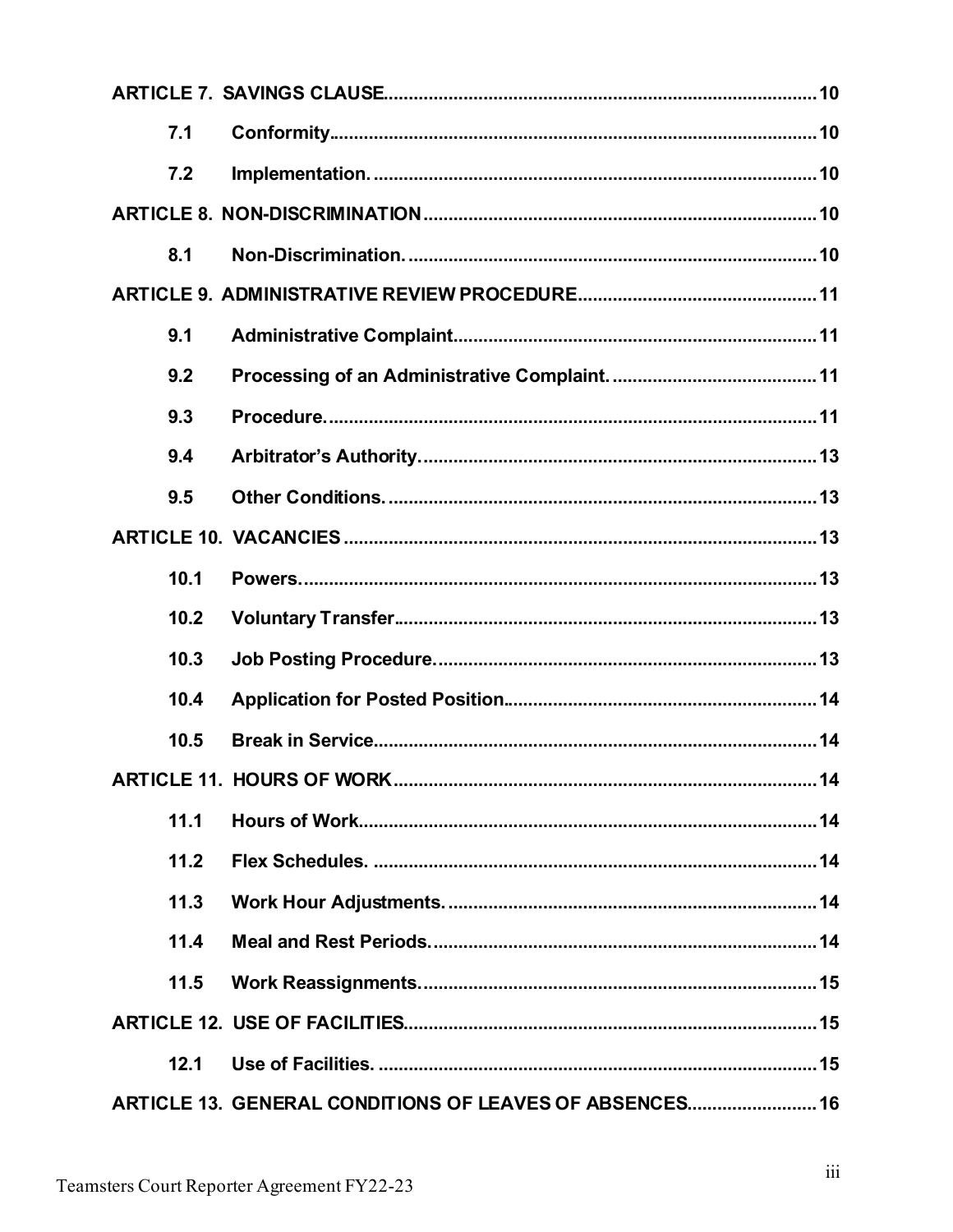**ARTICLE 7. SAVINGS CLAUSE** ..... 10

- **7.1 Conformity** ..... 10
- **7.2 Implementation.** ..... 10

**ARTICLE 8. NON-DISCRIMINATION** ..... 10

- **8.1 Non-Discrimination.** ..... 10

**ARTICLE 9. ADMINISTRATIVE REVIEW PROCEDURE** ..... 11

- **9.1 Administrative Complaint** ..... 11
- **9.2 Processing of an Administrative Complaint.** ..... 11
- **9.3 Procedure.** ..... 11
- **9.4 Arbitrator's Authority.** ..... 13
- **9.5 Other Conditions.** ..... 13

**ARTICLE 10. VACANCIES** ..... 13

- **10.1 Powers.** ..... 13
- **10.2 Voluntary Transfer** ..... 13
- **10.3 Job Posting Procedure.** ..... 13
- **10.4 Application for Posted Position** ..... 14
- **10.5 Break in Service** ..... 14

**ARTICLE 11. HOURS OF WORK** ..... 14

- **11.1 Hours of Work** ..... 14
- **11.2 Flex Schedules.** ..... 14
- **11.3 Work Hour Adjustments.** ..... 14
- **11.4 Meal and Rest Periods.** ..... 14
- **11.5 Work Reassignments.** ..... 15

**ARTICLE 12. USE OF FACILITIES** ..... 15

- **12.1 Use of Facilities.** ..... 15

**ARTICLE 13. GENERAL CONDITIONS OF LEAVES OF ABSENCES** ..... 16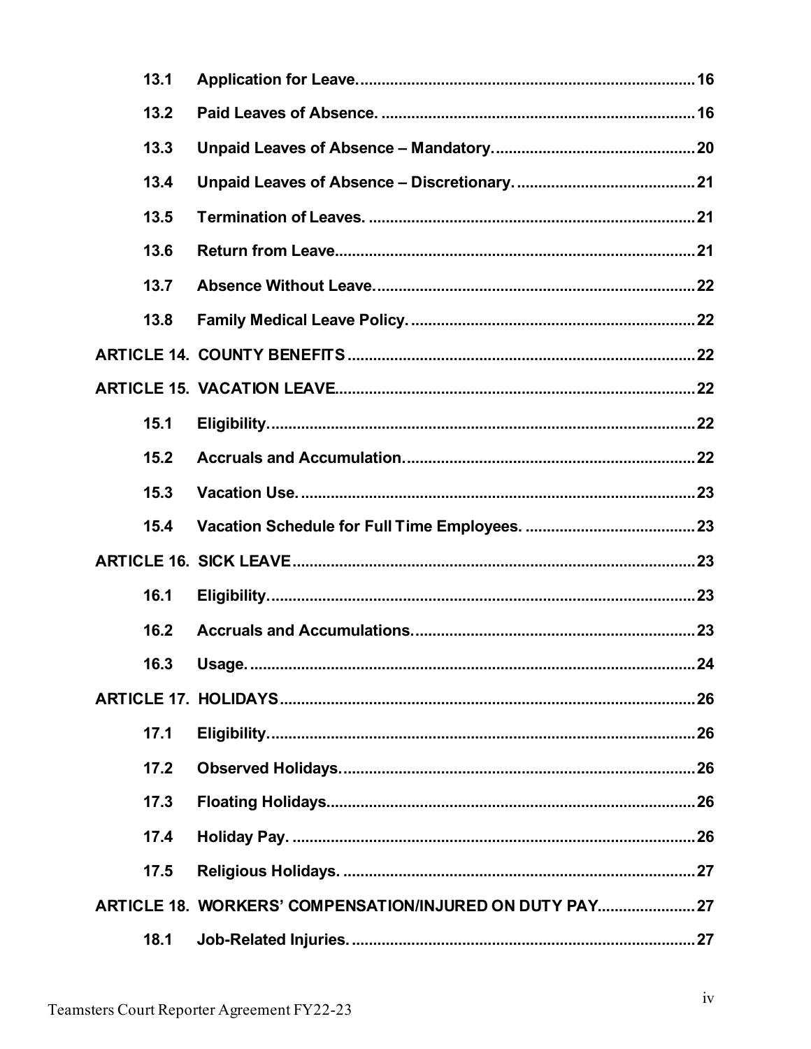| | | |
|---|---|---|
| 13.1 | **Application for Leave.** | 16 |
| 13.2 | **Paid Leaves of Absence.** | 16 |
| 13.3 | **Unpaid Leaves of Absence – Mandatory.** | 20 |
| 13.4 | **Unpaid Leaves of Absence – Discretionary.** | 21 |
| 13.5 | **Termination of Leaves.** | 21 |
| 13.6 | **Return from Leave.** | 21 |
| 13.7 | **Absence Without Leave.** | 22 |
| 13.8 | **Family Medical Leave Policy.** | 22 |
| **ARTICLE 14.** | **COUNTY BENEFITS** | 22 |
| **ARTICLE 15.** | **VACATION LEAVE** | 22 |
| 15.1 | **Eligibility.** | 22 |
| 15.2 | **Accruals and Accumulation.** | 22 |
| 15.3 | **Vacation Use.** | 23 |
| 15.4 | **Vacation Schedule for Full Time Employees.** | 23 |
| **ARTICLE 16.** | **SICK LEAVE** | 23 |
| 16.1 | **Eligibility.** | 23 |
| 16.2 | **Accruals and Accumulations.** | 23 |
| 16.3 | **Usage.** | 24 |
| **ARTICLE 17.** | **HOLIDAYS** | 26 |
| 17.1 | **Eligibility.** | 26 |
| 17.2 | **Observed Holidays.** | 26 |
| 17.3 | **Floating Holidays.** | 26 |
| 17.4 | **Holiday Pay.** | 26 |
| 17.5 | **Religious Holidays.** | 27 |
| **ARTICLE 18.** | **WORKERS' COMPENSATION/INJURED ON DUTY PAY** | 27 |
| 18.1 | **Job-Related Injuries.** | 27 |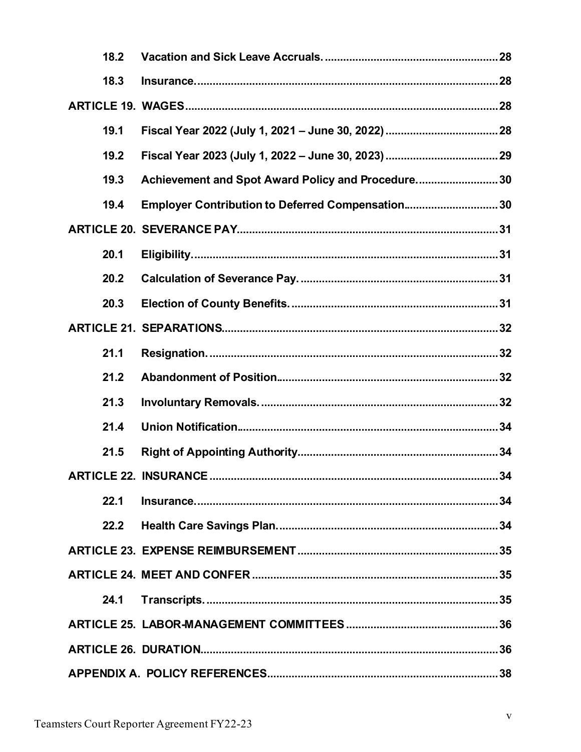| | | |
|---|---|---|
| 18.2 | Vacation and Sick Leave Accruals. | 28 |
| 18.3 | Insurance. | 28 |
| **ARTICLE 19. WAGES** | | 28 |
| 19.1 | Fiscal Year 2022 (July 1, 2021 – June 30, 2022) | 28 |
| 19.2 | Fiscal Year 2023 (July 1, 2022 – June 30, 2023) | 29 |
| 19.3 | Achievement and Spot Award Policy and Procedure. | 30 |
| 19.4 | Employer Contribution to Deferred Compensation | 30 |
| **ARTICLE 20. SEVERANCE PAY** | | 31 |
| 20.1 | Eligibility. | 31 |
| 20.2 | Calculation of Severance Pay. | 31 |
| 20.3 | Election of County Benefits. | 31 |
| **ARTICLE 21. SEPARATIONS** | | 32 |
| 21.1 | Resignation. | 32 |
| 21.2 | Abandonment of Position | 32 |
| 21.3 | Involuntary Removals. | 32 |
| 21.4 | Union Notification | 34 |
| 21.5 | Right of Appointing Authority | 34 |
| **ARTICLE 22. INSURANCE** | | 34 |
| 22.1 | Insurance. | 34 |
| 22.2 | Health Care Savings Plan. | 34 |
| **ARTICLE 23. EXPENSE REIMBURSEMENT** | | 35 |
| **ARTICLE 24. MEET AND CONFER** | | 35 |
| 24.1 | Transcripts. | 35 |
| **ARTICLE 25. LABOR-MANAGEMENT COMMITTEES** | | 36 |
| **ARTICLE 26. DURATION** | | 36 |
| **APPENDIX A. POLICY REFERENCES** | | 38 |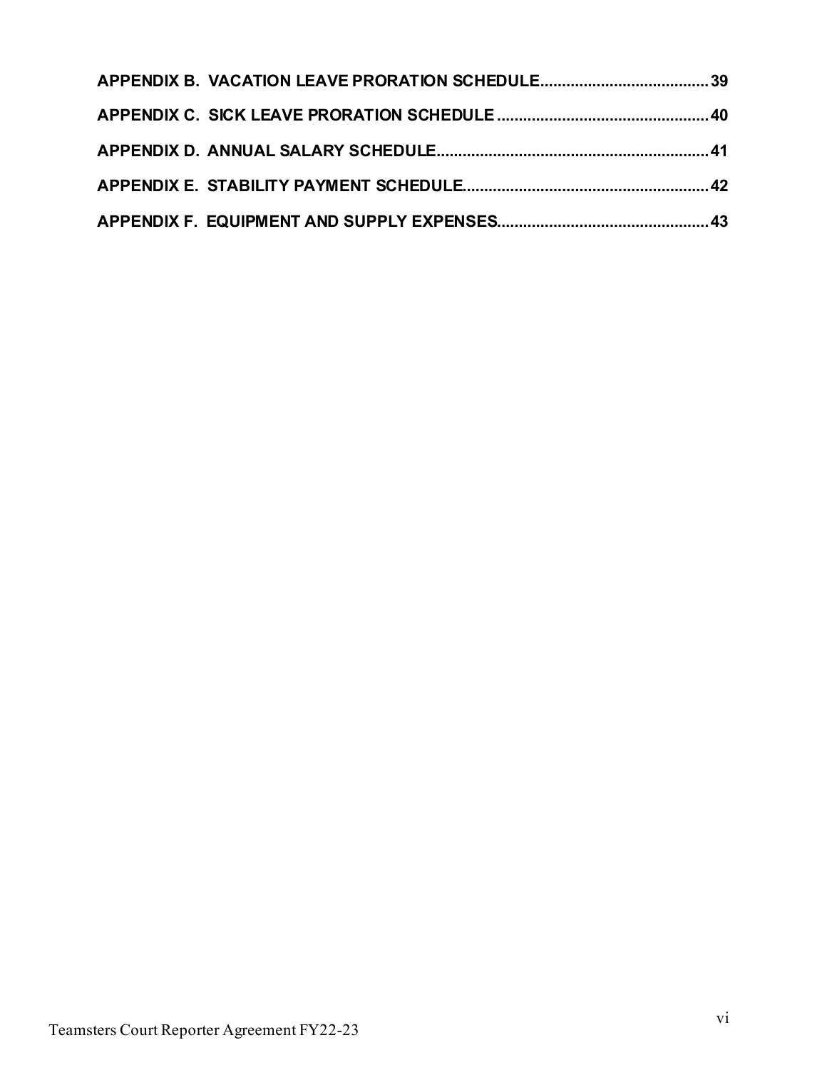**APPENDIX B. VACATION LEAVE PRORATION SCHEDULE** .......................................... 39

**APPENDIX C. SICK LEAVE PRORATION SCHEDULE** ................................................. 40

**APPENDIX D. ANNUAL SALARY SCHEDULE** .............................................................. 41

**APPENDIX E. STABILITY PAYMENT SCHEDULE** ......................................................... 42

**APPENDIX F. EQUIPMENT AND SUPPLY EXPENSES** ................................................. 43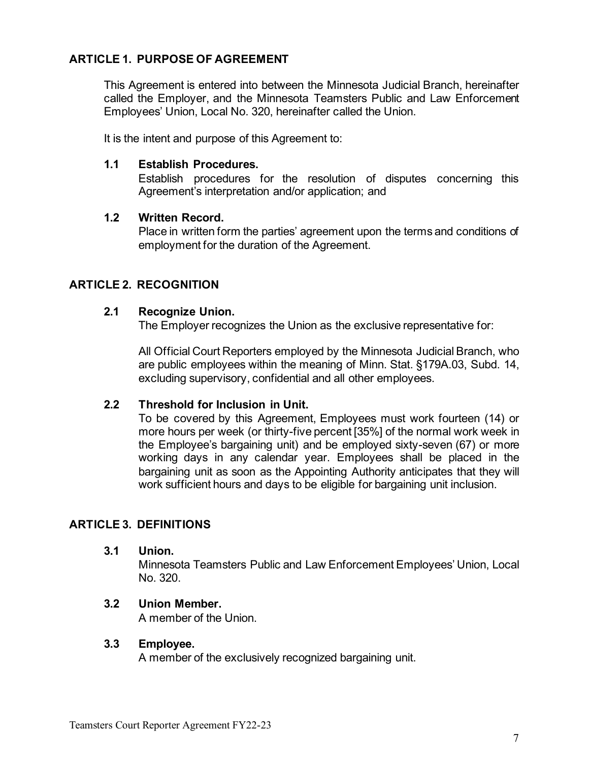## ARTICLE 1. PURPOSE OF AGREEMENT

This Agreement is entered into between the Minnesota Judicial Branch, hereinafter called the Employer, and the Minnesota Teamsters Public and Law Enforcement Employees' Union, Local No. 320, hereinafter called the Union.

It is the intent and purpose of this Agreement to:

### 1.1 Establish Procedures.

Establish procedures for the resolution of disputes concerning this Agreement's interpretation and/or application; and

### 1.2 Written Record.

Place in written form the parties' agreement upon the terms and conditions of employment for the duration of the Agreement.

## ARTICLE 2. RECOGNITION

### 2.1 Recognize Union.

The Employer recognizes the Union as the exclusive representative for:

All Official Court Reporters employed by the Minnesota Judicial Branch, who are public employees within the meaning of Minn. Stat. §179A.03, Subd. 14, excluding supervisory, confidential and all other employees.

### 2.2 Threshold for Inclusion in Unit.

To be covered by this Agreement, Employees must work fourteen (14) or more hours per week (or thirty-five percent [35%] of the normal work week in the Employee's bargaining unit) and be employed sixty-seven (67) or more working days in any calendar year. Employees shall be placed in the bargaining unit as soon as the Appointing Authority anticipates that they will work sufficient hours and days to be eligible for bargaining unit inclusion.

## ARTICLE 3. DEFINITIONS

### 3.1 Union.

Minnesota Teamsters Public and Law Enforcement Employees' Union, Local No. 320.

### 3.2 Union Member.

A member of the Union.

### 3.3 Employee.

A member of the exclusively recognized bargaining unit.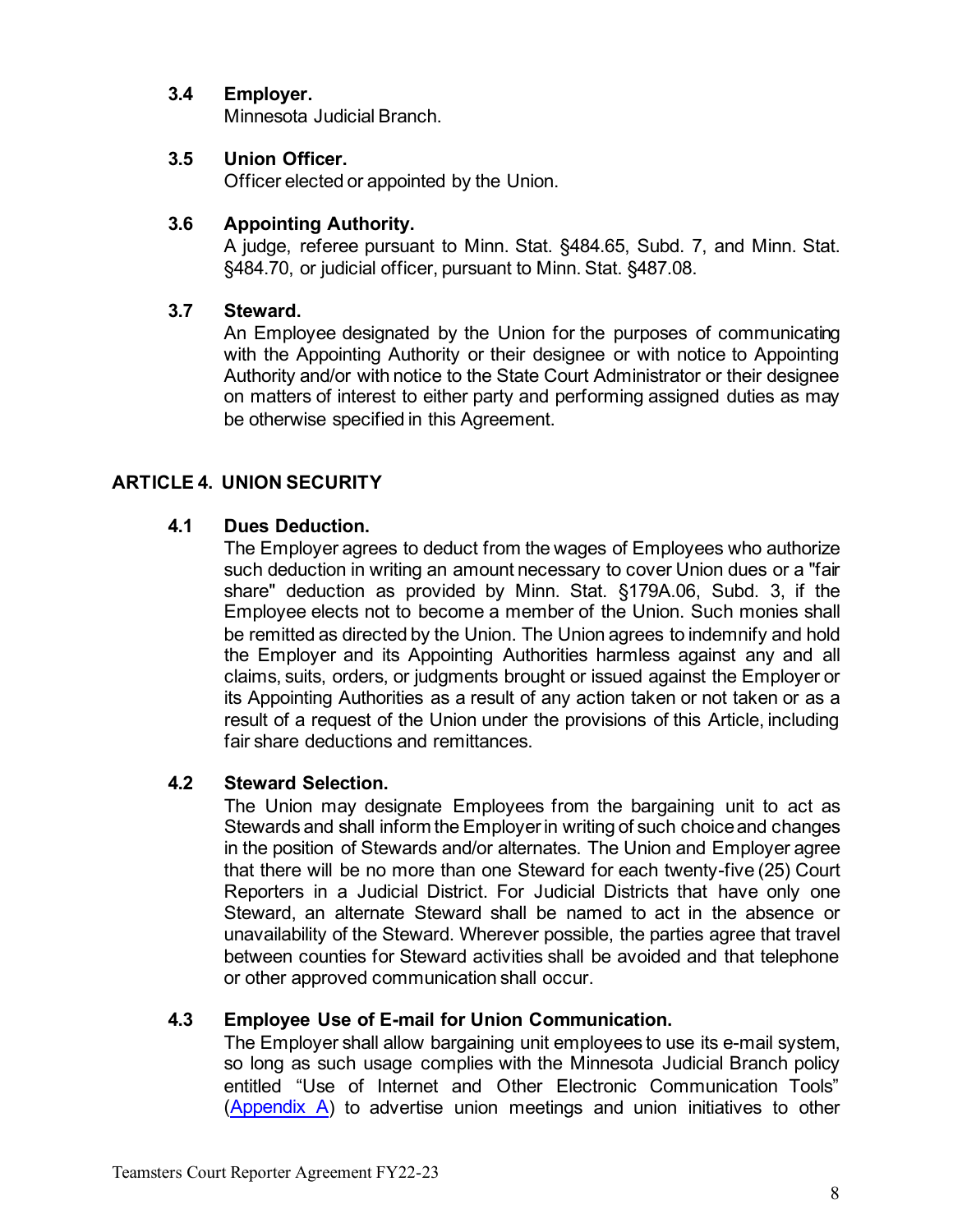### 3.4 Employer.

Minnesota Judicial Branch.

### 3.5 Union Officer.

Officer elected or appointed by the Union.

### 3.6 Appointing Authority.

A judge, referee pursuant to Minn. Stat. §484.65, Subd. 7, and Minn. Stat. §484.70, or judicial officer, pursuant to Minn. Stat. §487.08.

### 3.7 Steward.

An Employee designated by the Union for the purposes of communicating with the Appointing Authority or their designee or with notice to Appointing Authority and/or with notice to the State Court Administrator or their designee on matters of interest to either party and performing assigned duties as may be otherwise specified in this Agreement.

## ARTICLE 4. UNION SECURITY

### 4.1 Dues Deduction.

The Employer agrees to deduct from the wages of Employees who authorize such deduction in writing an amount necessary to cover Union dues or a "fair share" deduction as provided by Minn. Stat. §179A.06, Subd. 3, if the Employee elects not to become a member of the Union. Such monies shall be remitted as directed by the Union. The Union agrees to indemnify and hold the Employer and its Appointing Authorities harmless against any and all claims, suits, orders, or judgments brought or issued against the Employer or its Appointing Authorities as a result of any action taken or not taken or as a result of a request of the Union under the provisions of this Article, including fair share deductions and remittances.

### 4.2 Steward Selection.

The Union may designate Employees from the bargaining unit to act as Stewards and shall inform the Employer in writing of such choice and changes in the position of Stewards and/or alternates. The Union and Employer agree that there will be no more than one Steward for each twenty-five (25) Court Reporters in a Judicial District. For Judicial Districts that have only one Steward, an alternate Steward shall be named to act in the absence or unavailability of the Steward. Wherever possible, the parties agree that travel between counties for Steward activities shall be avoided and that telephone or other approved communication shall occur.

### 4.3 Employee Use of E-mail for Union Communication.

The Employer shall allow bargaining unit employees to use its e-mail system, so long as such usage complies with the Minnesota Judicial Branch policy entitled "Use of Internet and Other Electronic Communication Tools" (Appendix A) to advertise union meetings and union initiatives to other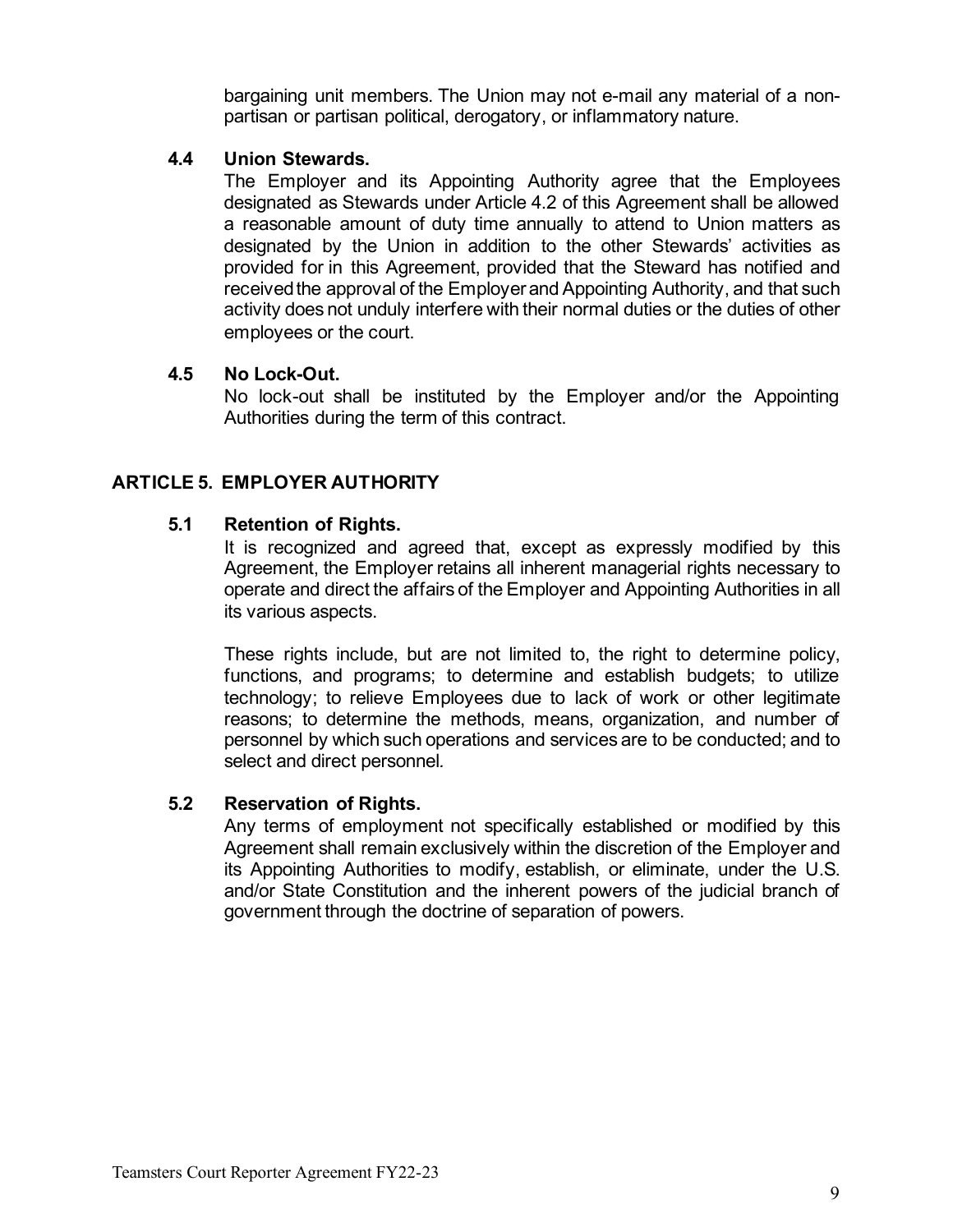bargaining unit members. The Union may not e-mail any material of a non-partisan or partisan political, derogatory, or inflammatory nature.

### 4.4 Union Stewards.

The Employer and its Appointing Authority agree that the Employees designated as Stewards under Article 4.2 of this Agreement shall be allowed a reasonable amount of duty time annually to attend to Union matters as designated by the Union in addition to the other Stewards' activities as provided for in this Agreement, provided that the Steward has notified and received the approval of the Employer and Appointing Authority, and that such activity does not unduly interfere with their normal duties or the duties of other employees or the court.

### 4.5 No Lock-Out.

No lock-out shall be instituted by the Employer and/or the Appointing Authorities during the term of this contract.

## ARTICLE 5. EMPLOYER AUTHORITY

### 5.1 Retention of Rights.

It is recognized and agreed that, except as expressly modified by this Agreement, the Employer retains all inherent managerial rights necessary to operate and direct the affairs of the Employer and Appointing Authorities in all its various aspects.

These rights include, but are not limited to, the right to determine policy, functions, and programs; to determine and establish budgets; to utilize technology; to relieve Employees due to lack of work or other legitimate reasons; to determine the methods, means, organization, and number of personnel by which such operations and services are to be conducted; and to select and direct personnel.

### 5.2 Reservation of Rights.

Any terms of employment not specifically established or modified by this Agreement shall remain exclusively within the discretion of the Employer and its Appointing Authorities to modify, establish, or eliminate, under the U.S. and/or State Constitution and the inherent powers of the judicial branch of government through the doctrine of separation of powers.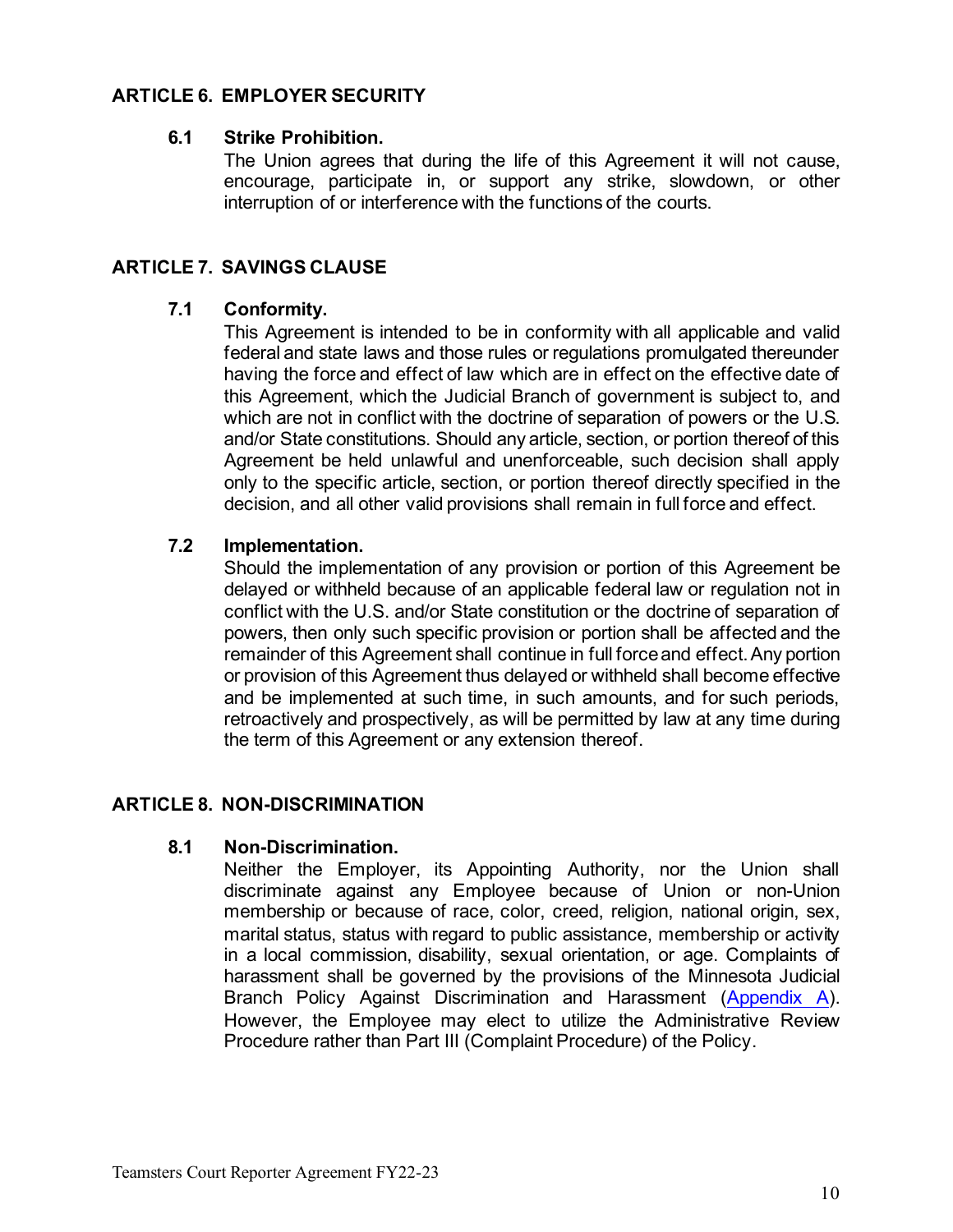## ARTICLE 6. EMPLOYER SECURITY

### 6.1 Strike Prohibition.

The Union agrees that during the life of this Agreement it will not cause, encourage, participate in, or support any strike, slowdown, or other interruption of or interference with the functions of the courts.

## ARTICLE 7. SAVINGS CLAUSE

### 7.1 Conformity.

This Agreement is intended to be in conformity with all applicable and valid federal and state laws and those rules or regulations promulgated thereunder having the force and effect of law which are in effect on the effective date of this Agreement, which the Judicial Branch of government is subject to, and which are not in conflict with the doctrine of separation of powers or the U.S. and/or State constitutions. Should any article, section, or portion thereof of this Agreement be held unlawful and unenforceable, such decision shall apply only to the specific article, section, or portion thereof directly specified in the decision, and all other valid provisions shall remain in full force and effect.

### 7.2 Implementation.

Should the implementation of any provision or portion of this Agreement be delayed or withheld because of an applicable federal law or regulation not in conflict with the U.S. and/or State constitution or the doctrine of separation of powers, then only such specific provision or portion shall be affected and the remainder of this Agreement shall continue in full force and effect. Any portion or provision of this Agreement thus delayed or withheld shall become effective and be implemented at such time, in such amounts, and for such periods, retroactively and prospectively, as will be permitted by law at any time during the term of this Agreement or any extension thereof.

## ARTICLE 8. NON-DISCRIMINATION

### 8.1 Non-Discrimination.

Neither the Employer, its Appointing Authority, nor the Union shall discriminate against any Employee because of Union or non-Union membership or because of race, color, creed, religion, national origin, sex, marital status, status with regard to public assistance, membership or activity in a local commission, disability, sexual orientation, or age. Complaints of harassment shall be governed by the provisions of the Minnesota Judicial Branch Policy Against Discrimination and Harassment (Appendix A). However, the Employee may elect to utilize the Administrative Review Procedure rather than Part III (Complaint Procedure) of the Policy.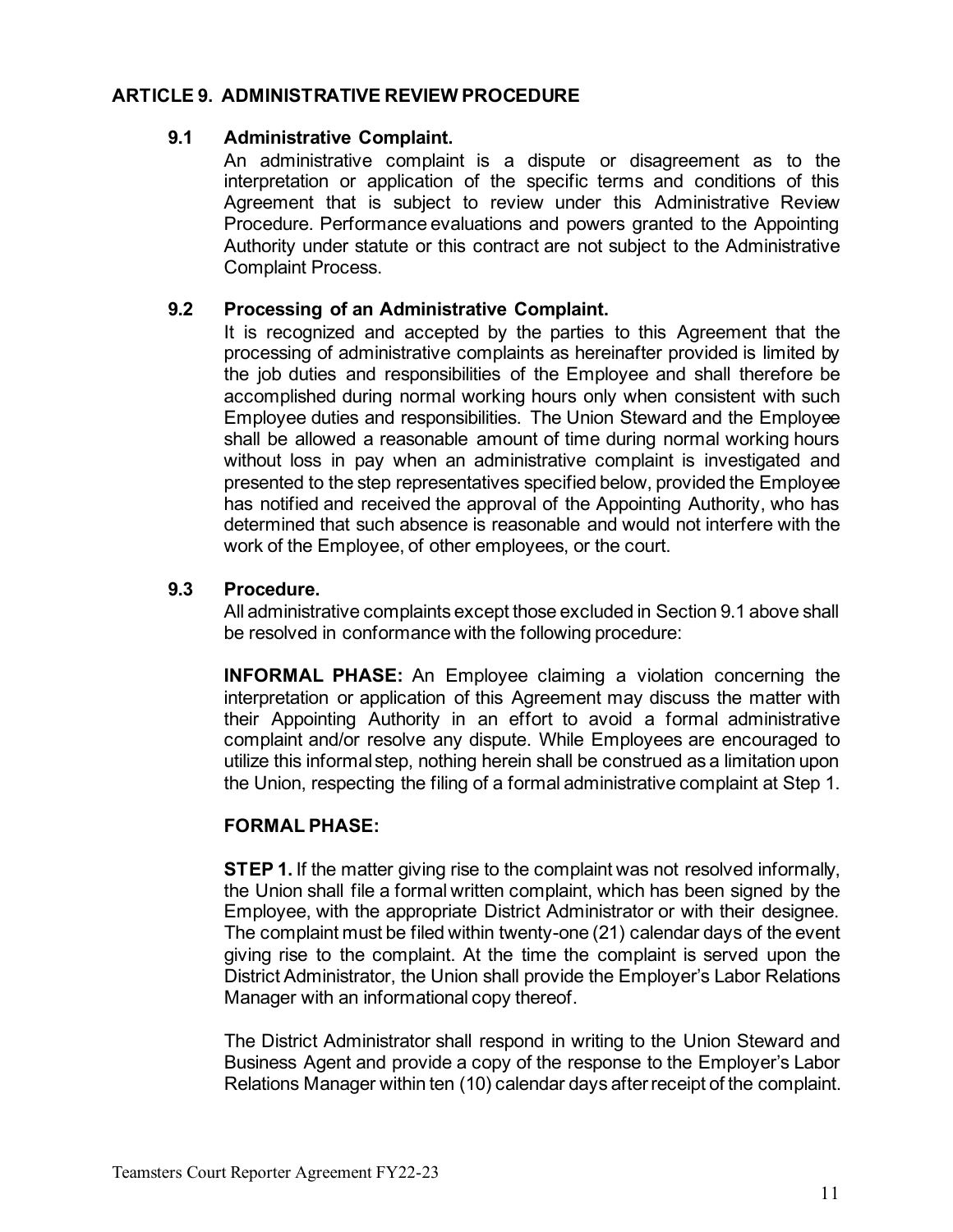## ARTICLE 9. ADMINISTRATIVE REVIEW PROCEDURE

### 9.1 Administrative Complaint.

An administrative complaint is a dispute or disagreement as to the interpretation or application of the specific terms and conditions of this Agreement that is subject to review under this Administrative Review Procedure. Performance evaluations and powers granted to the Appointing Authority under statute or this contract are not subject to the Administrative Complaint Process.

### 9.2 Processing of an Administrative Complaint.

It is recognized and accepted by the parties to this Agreement that the processing of administrative complaints as hereinafter provided is limited by the job duties and responsibilities of the Employee and shall therefore be accomplished during normal working hours only when consistent with such Employee duties and responsibilities. The Union Steward and the Employee shall be allowed a reasonable amount of time during normal working hours without loss in pay when an administrative complaint is investigated and presented to the step representatives specified below, provided the Employee has notified and received the approval of the Appointing Authority, who has determined that such absence is reasonable and would not interfere with the work of the Employee, of other employees, or the court.

### 9.3 Procedure.

All administrative complaints except those excluded in Section 9.1 above shall be resolved in conformance with the following procedure:

**INFORMAL PHASE:** An Employee claiming a violation concerning the interpretation or application of this Agreement may discuss the matter with their Appointing Authority in an effort to avoid a formal administrative complaint and/or resolve any dispute. While Employees are encouraged to utilize this informal step, nothing herein shall be construed as a limitation upon the Union, respecting the filing of a formal administrative complaint at Step 1.

**FORMAL PHASE:**

**STEP 1.** If the matter giving rise to the complaint was not resolved informally, the Union shall file a formal written complaint, which has been signed by the Employee, with the appropriate District Administrator or with their designee. The complaint must be filed within twenty-one (21) calendar days of the event giving rise to the complaint. At the time the complaint is served upon the District Administrator, the Union shall provide the Employer's Labor Relations Manager with an informational copy thereof.

The District Administrator shall respond in writing to the Union Steward and Business Agent and provide a copy of the response to the Employer's Labor Relations Manager within ten (10) calendar days after receipt of the complaint.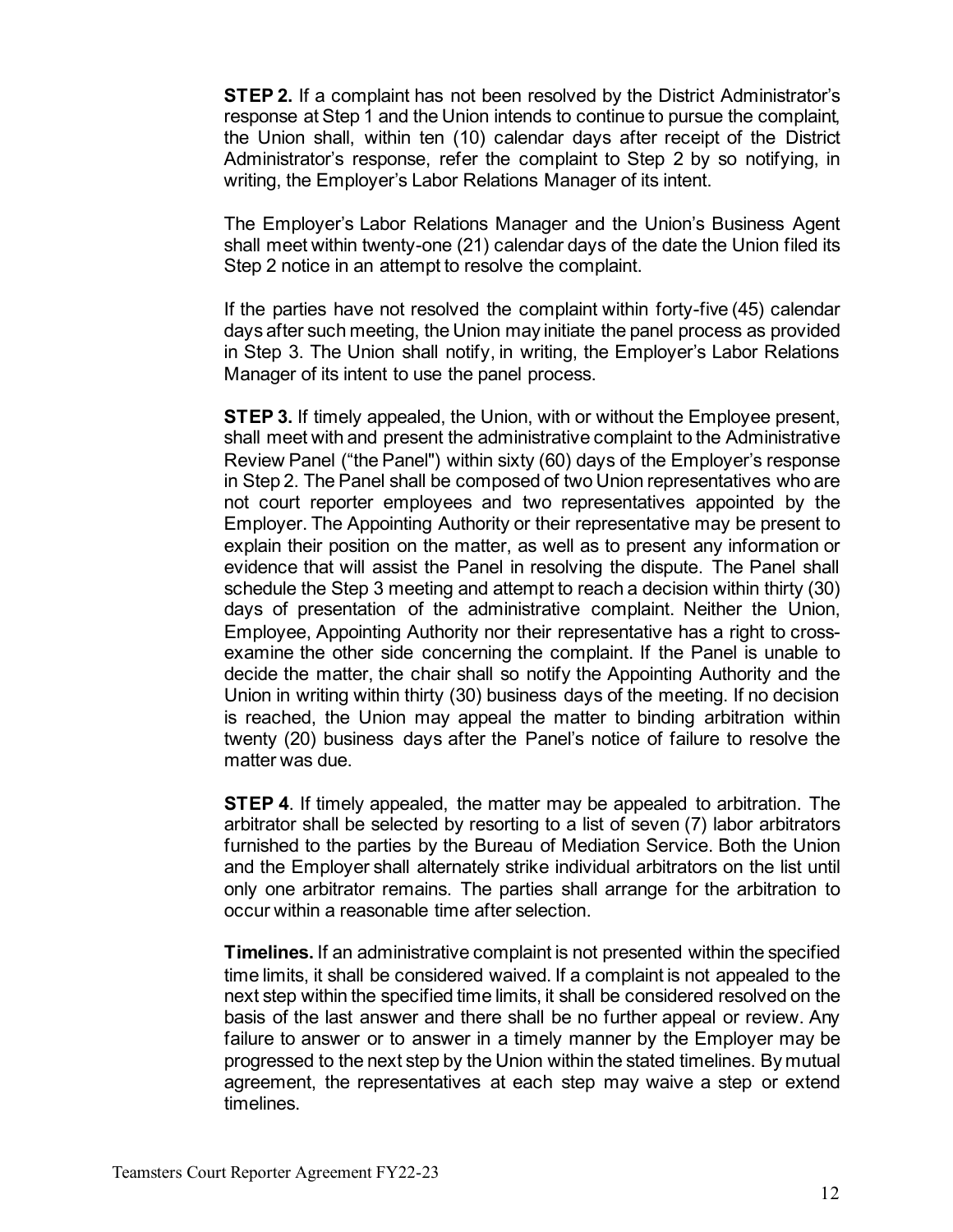**STEP 2.** If a complaint has not been resolved by the District Administrator's response at Step 1 and the Union intends to continue to pursue the complaint, the Union shall, within ten (10) calendar days after receipt of the District Administrator's response, refer the complaint to Step 2 by so notifying, in writing, the Employer's Labor Relations Manager of its intent.

The Employer's Labor Relations Manager and the Union's Business Agent shall meet within twenty-one (21) calendar days of the date the Union filed its Step 2 notice in an attempt to resolve the complaint.

If the parties have not resolved the complaint within forty-five (45) calendar days after such meeting, the Union may initiate the panel process as provided in Step 3. The Union shall notify, in writing, the Employer's Labor Relations Manager of its intent to use the panel process.

**STEP 3.** If timely appealed, the Union, with or without the Employee present, shall meet with and present the administrative complaint to the Administrative Review Panel ("the Panel") within sixty (60) days of the Employer's response in Step 2. The Panel shall be composed of two Union representatives who are not court reporter employees and two representatives appointed by the Employer. The Appointing Authority or their representative may be present to explain their position on the matter, as well as to present any information or evidence that will assist the Panel in resolving the dispute. The Panel shall schedule the Step 3 meeting and attempt to reach a decision within thirty (30) days of presentation of the administrative complaint. Neither the Union, Employee, Appointing Authority nor their representative has a right to cross-examine the other side concerning the complaint. If the Panel is unable to decide the matter, the chair shall so notify the Appointing Authority and the Union in writing within thirty (30) business days of the meeting. If no decision is reached, the Union may appeal the matter to binding arbitration within twenty (20) business days after the Panel's notice of failure to resolve the matter was due.

**STEP 4**. If timely appealed, the matter may be appealed to arbitration. The arbitrator shall be selected by resorting to a list of seven (7) labor arbitrators furnished to the parties by the Bureau of Mediation Service. Both the Union and the Employer shall alternately strike individual arbitrators on the list until only one arbitrator remains. The parties shall arrange for the arbitration to occur within a reasonable time after selection.

**Timelines.** If an administrative complaint is not presented within the specified time limits, it shall be considered waived. If a complaint is not appealed to the next step within the specified time limits, it shall be considered resolved on the basis of the last answer and there shall be no further appeal or review. Any failure to answer or to answer in a timely manner by the Employer may be progressed to the next step by the Union within the stated timelines. By mutual agreement, the representatives at each step may waive a step or extend timelines.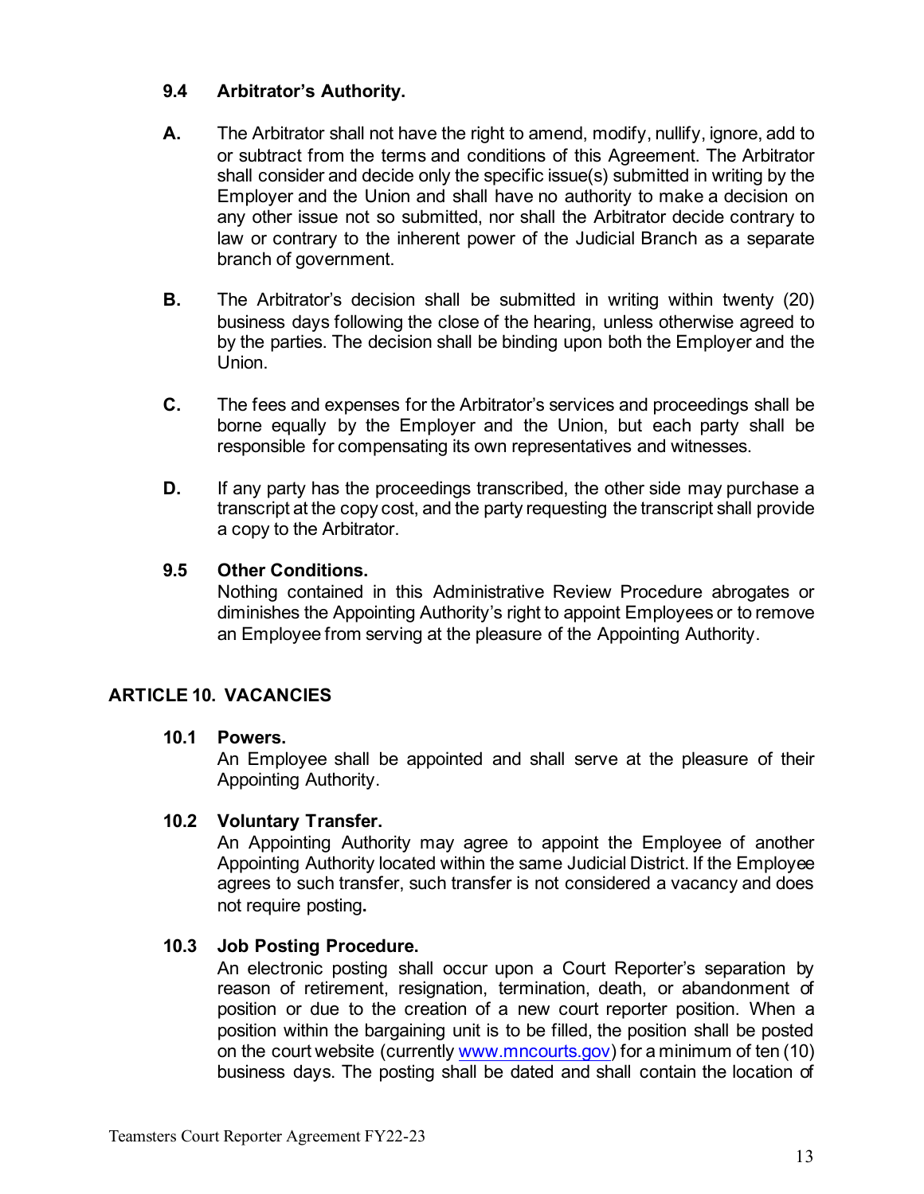### 9.4 Arbitrator's Authority.

**A.** The Arbitrator shall not have the right to amend, modify, nullify, ignore, add to or subtract from the terms and conditions of this Agreement. The Arbitrator shall consider and decide only the specific issue(s) submitted in writing by the Employer and the Union and shall have no authority to make a decision on any other issue not so submitted, nor shall the Arbitrator decide contrary to law or contrary to the inherent power of the Judicial Branch as a separate branch of government.

**B.** The Arbitrator's decision shall be submitted in writing within twenty (20) business days following the close of the hearing, unless otherwise agreed to by the parties. The decision shall be binding upon both the Employer and the Union.

**C.** The fees and expenses for the Arbitrator's services and proceedings shall be borne equally by the Employer and the Union, but each party shall be responsible for compensating its own representatives and witnesses.

**D.** If any party has the proceedings transcribed, the other side may purchase a transcript at the copy cost, and the party requesting the transcript shall provide a copy to the Arbitrator.

### 9.5 Other Conditions.

Nothing contained in this Administrative Review Procedure abrogates or diminishes the Appointing Authority's right to appoint Employees or to remove an Employee from serving at the pleasure of the Appointing Authority.

## ARTICLE 10. VACANCIES

### 10.1 Powers.

An Employee shall be appointed and shall serve at the pleasure of their Appointing Authority.

### 10.2 Voluntary Transfer.

An Appointing Authority may agree to appoint the Employee of another Appointing Authority located within the same Judicial District. If the Employee agrees to such transfer, such transfer is not considered a vacancy and does not require posting.

### 10.3 Job Posting Procedure.

An electronic posting shall occur upon a Court Reporter's separation by reason of retirement, resignation, termination, death, or abandonment of position or due to the creation of a new court reporter position. When a position within the bargaining unit is to be filled, the position shall be posted on the court website (currently [www.mncourts.gov](http://www.mncourts.gov)) for a minimum of ten (10) business days. The posting shall be dated and shall contain the location of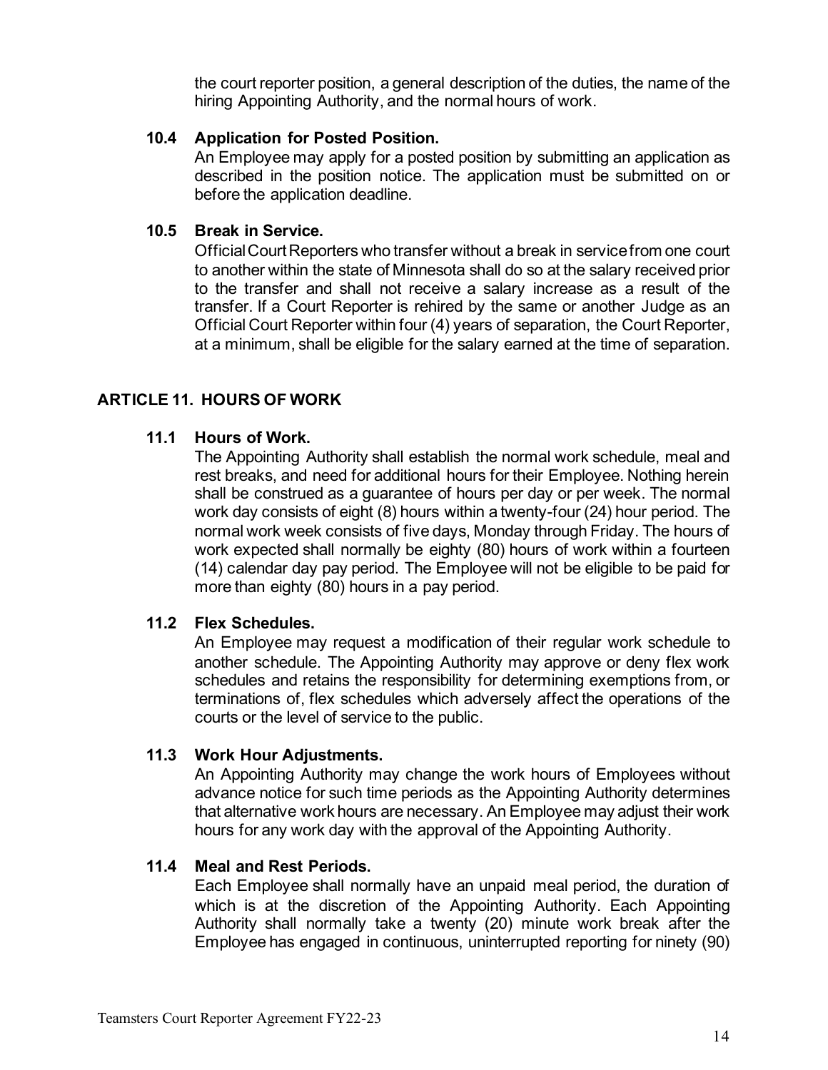the court reporter position, a general description of the duties, the name of the hiring Appointing Authority, and the normal hours of work.

**10.4 Application for Posted Position.**
An Employee may apply for a posted position by submitting an application as described in the position notice. The application must be submitted on or before the application deadline.

**10.5 Break in Service.**
Official Court Reporters who transfer without a break in service from one court to another within the state of Minnesota shall do so at the salary received prior to the transfer and shall not receive a salary increase as a result of the transfer. If a Court Reporter is rehired by the same or another Judge as an Official Court Reporter within four (4) years of separation, the Court Reporter, at a minimum, shall be eligible for the salary earned at the time of separation.

## ARTICLE 11. HOURS OF WORK

**11.1 Hours of Work.**
The Appointing Authority shall establish the normal work schedule, meal and rest breaks, and need for additional hours for their Employee. Nothing herein shall be construed as a guarantee of hours per day or per week. The normal work day consists of eight (8) hours within a twenty-four (24) hour period. The normal work week consists of five days, Monday through Friday. The hours of work expected shall normally be eighty (80) hours of work within a fourteen (14) calendar day pay period. The Employee will not be eligible to be paid for more than eighty (80) hours in a pay period.

**11.2 Flex Schedules.**
An Employee may request a modification of their regular work schedule to another schedule. The Appointing Authority may approve or deny flex work schedules and retains the responsibility for determining exemptions from, or terminations of, flex schedules which adversely affect the operations of the courts or the level of service to the public.

**11.3 Work Hour Adjustments.**
An Appointing Authority may change the work hours of Employees without advance notice for such time periods as the Appointing Authority determines that alternative work hours are necessary. An Employee may adjust their work hours for any work day with the approval of the Appointing Authority.

**11.4 Meal and Rest Periods.**
Each Employee shall normally have an unpaid meal period, the duration of which is at the discretion of the Appointing Authority. Each Appointing Authority shall normally take a twenty (20) minute work break after the Employee has engaged in continuous, uninterrupted reporting for ninety (90)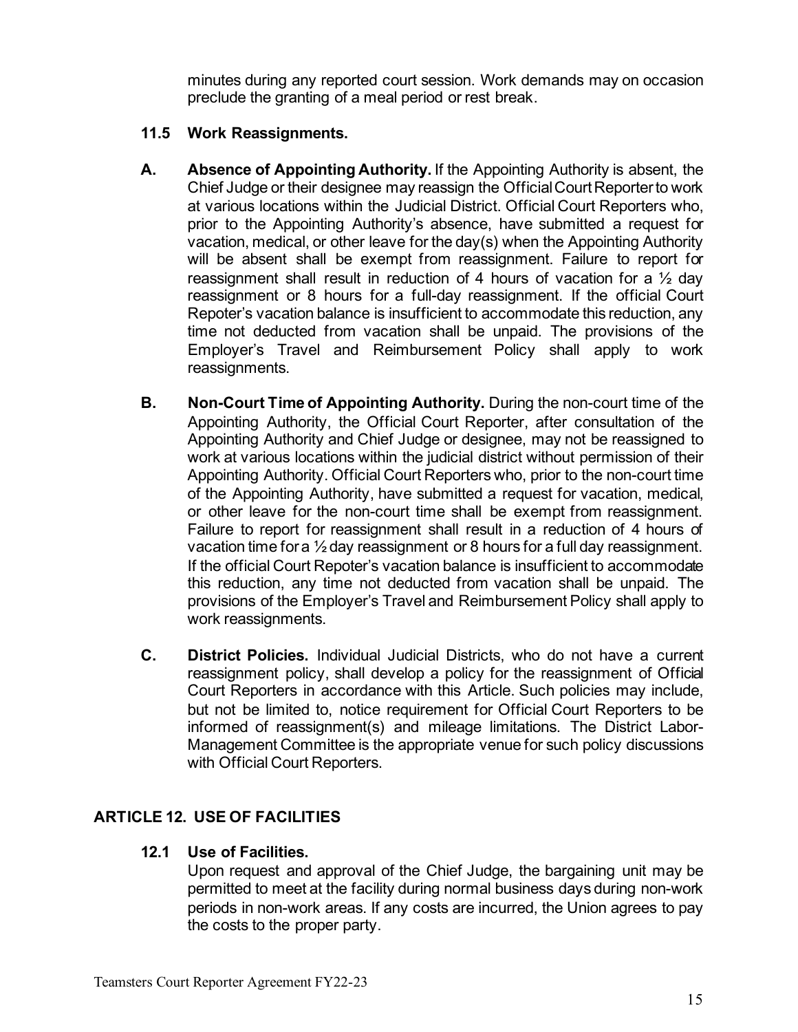minutes during any reported court session. Work demands may on occasion preclude the granting of a meal period or rest break.

### 11.5 Work Reassignments.

**A. Absence of Appointing Authority.** If the Appointing Authority is absent, the Chief Judge or their designee may reassign the Official Court Reporter to work at various locations within the Judicial District. Official Court Reporters who, prior to the Appointing Authority's absence, have submitted a request for vacation, medical, or other leave for the day(s) when the Appointing Authority will be absent shall be exempt from reassignment. Failure to report for reassignment shall result in reduction of 4 hours of vacation for a ½ day reassignment or 8 hours for a full-day reassignment. If the official Court Repoter's vacation balance is insufficient to accommodate this reduction, any time not deducted from vacation shall be unpaid. The provisions of the Employer's Travel and Reimbursement Policy shall apply to work reassignments.

**B. Non-Court Time of Appointing Authority.** During the non-court time of the Appointing Authority, the Official Court Reporter, after consultation of the Appointing Authority and Chief Judge or designee, may not be reassigned to work at various locations within the judicial district without permission of their Appointing Authority. Official Court Reporters who, prior to the non-court time of the Appointing Authority, have submitted a request for vacation, medical, or other leave for the non-court time shall be exempt from reassignment. Failure to report for reassignment shall result in a reduction of 4 hours of vacation time for a ½ day reassignment or 8 hours for a full day reassignment. If the official Court Repoter's vacation balance is insufficient to accommodate this reduction, any time not deducted from vacation shall be unpaid. The provisions of the Employer's Travel and Reimbursement Policy shall apply to work reassignments.

**C. District Policies.** Individual Judicial Districts, who do not have a current reassignment policy, shall develop a policy for the reassignment of Official Court Reporters in accordance with this Article. Such policies may include, but not be limited to, notice requirement for Official Court Reporters to be informed of reassignment(s) and mileage limitations. The District Labor-Management Committee is the appropriate venue for such policy discussions with Official Court Reporters.

## ARTICLE 12. USE OF FACILITIES

### 12.1 Use of Facilities.

Upon request and approval of the Chief Judge, the bargaining unit may be permitted to meet at the facility during normal business days during non-work periods in non-work areas. If any costs are incurred, the Union agrees to pay the costs to the proper party.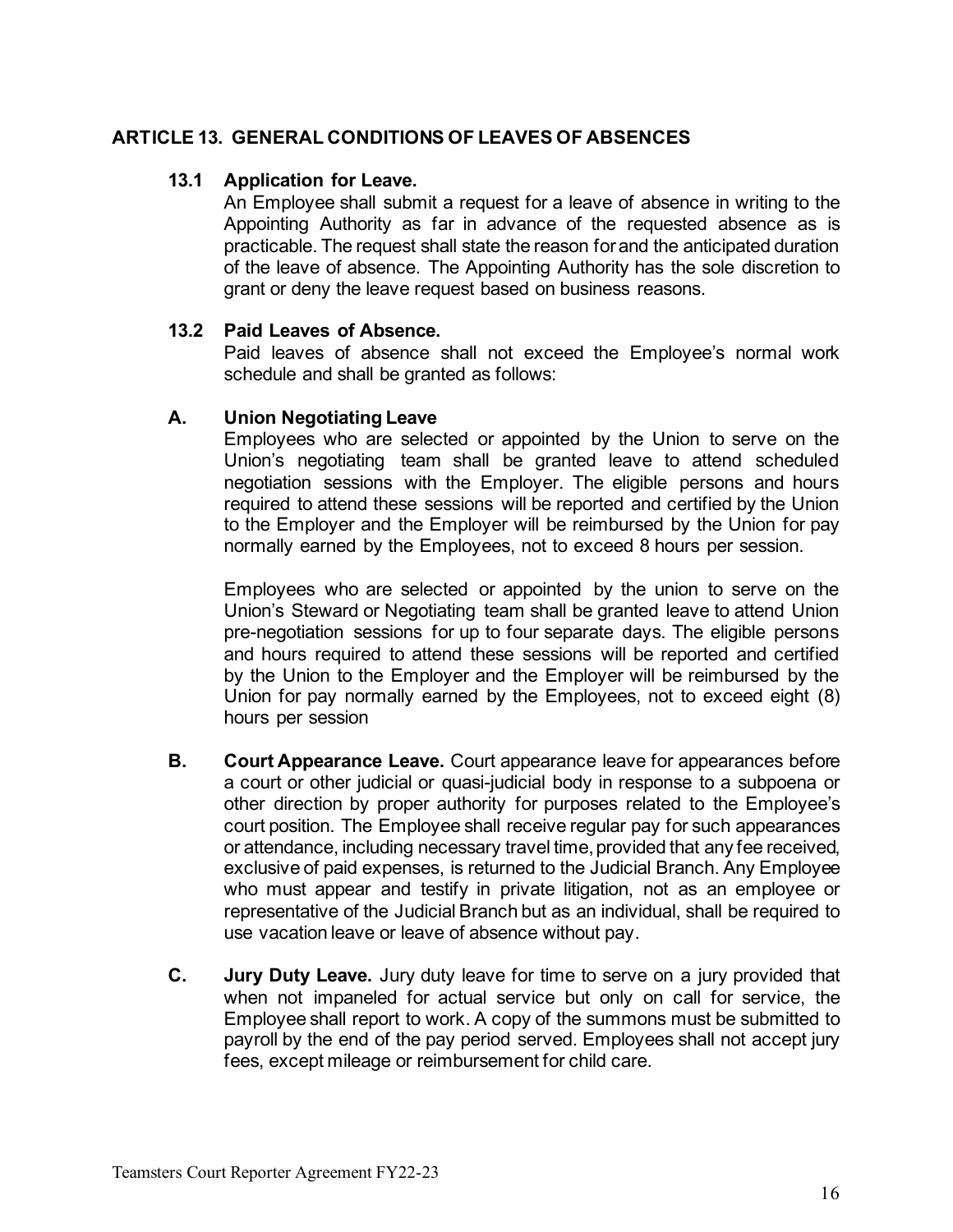## ARTICLE 13. GENERAL CONDITIONS OF LEAVES OF ABSENCES

### 13.1 Application for Leave.

An Employee shall submit a request for a leave of absence in writing to the Appointing Authority as far in advance of the requested absence as is practicable. The request shall state the reason for and the anticipated duration of the leave of absence. The Appointing Authority has the sole discretion to grant or deny the leave request based on business reasons.

### 13.2 Paid Leaves of Absence.

Paid leaves of absence shall not exceed the Employee's normal work schedule and shall be granted as follows:

**A. Union Negotiating Leave**

Employees who are selected or appointed by the Union to serve on the Union's negotiating team shall be granted leave to attend scheduled negotiation sessions with the Employer. The eligible persons and hours required to attend these sessions will be reported and certified by the Union to the Employer and the Employer will be reimbursed by the Union for pay normally earned by the Employees, not to exceed 8 hours per session.

Employees who are selected or appointed by the union to serve on the Union's Steward or Negotiating team shall be granted leave to attend Union pre-negotiation sessions for up to four separate days. The eligible persons and hours required to attend these sessions will be reported and certified by the Union to the Employer and the Employer will be reimbursed by the Union for pay normally earned by the Employees, not to exceed eight (8) hours per session

**B. Court Appearance Leave.** Court appearance leave for appearances before a court or other judicial or quasi-judicial body in response to a subpoena or other direction by proper authority for purposes related to the Employee's court position. The Employee shall receive regular pay for such appearances or attendance, including necessary travel time, provided that any fee received, exclusive of paid expenses, is returned to the Judicial Branch. Any Employee who must appear and testify in private litigation, not as an employee or representative of the Judicial Branch but as an individual, shall be required to use vacation leave or leave of absence without pay.

**C. Jury Duty Leave.** Jury duty leave for time to serve on a jury provided that when not impaneled for actual service but only on call for service, the Employee shall report to work. A copy of the summons must be submitted to payroll by the end of the pay period served. Employees shall not accept jury fees, except mileage or reimbursement for child care.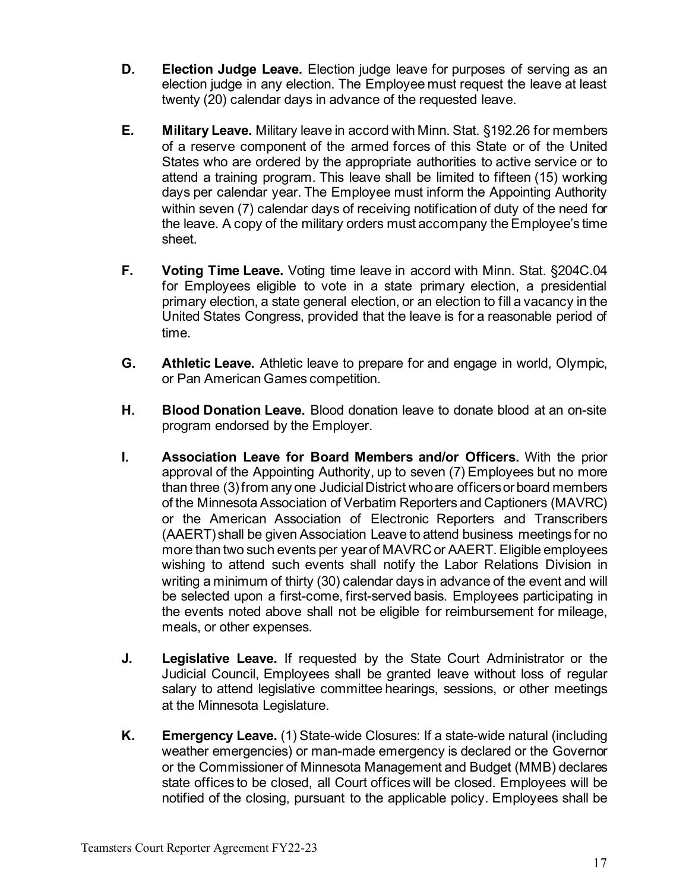**D.** **Election Judge Leave.** Election judge leave for purposes of serving as an election judge in any election. The Employee must request the leave at least twenty (20) calendar days in advance of the requested leave.

**E.** **Military Leave.** Military leave in accord with Minn. Stat. §192.26 for members of a reserve component of the armed forces of this State or of the United States who are ordered by the appropriate authorities to active service or to attend a training program. This leave shall be limited to fifteen (15) working days per calendar year. The Employee must inform the Appointing Authority within seven (7) calendar days of receiving notification of duty of the need for the leave. A copy of the military orders must accompany the Employee's time sheet.

**F.** **Voting Time Leave.** Voting time leave in accord with Minn. Stat. §204C.04 for Employees eligible to vote in a state primary election, a presidential primary election, a state general election, or an election to fill a vacancy in the United States Congress, provided that the leave is for a reasonable period of time.

**G.** **Athletic Leave.** Athletic leave to prepare for and engage in world, Olympic, or Pan American Games competition.

**H.** **Blood Donation Leave.** Blood donation leave to donate blood at an on-site program endorsed by the Employer.

**I.** **Association Leave for Board Members and/or Officers.** With the prior approval of the Appointing Authority, up to seven (7) Employees but no more than three (3) from any one Judicial District who are officers or board members of the Minnesota Association of Verbatim Reporters and Captioners (MAVRC) or the American Association of Electronic Reporters and Transcribers (AAERT) shall be given Association Leave to attend business meetings for no more than two such events per year of MAVRC or AAERT. Eligible employees wishing to attend such events shall notify the Labor Relations Division in writing a minimum of thirty (30) calendar days in advance of the event and will be selected upon a first-come, first-served basis. Employees participating in the events noted above shall not be eligible for reimbursement for mileage, meals, or other expenses.

**J.** **Legislative Leave.** If requested by the State Court Administrator or the Judicial Council, Employees shall be granted leave without loss of regular salary to attend legislative committee hearings, sessions, or other meetings at the Minnesota Legislature.

**K.** **Emergency Leave.** (1) State-wide Closures: If a state-wide natural (including weather emergencies) or man-made emergency is declared or the Governor or the Commissioner of Minnesota Management and Budget (MMB) declares state offices to be closed, all Court offices will be closed. Employees will be notified of the closing, pursuant to the applicable policy. Employees shall be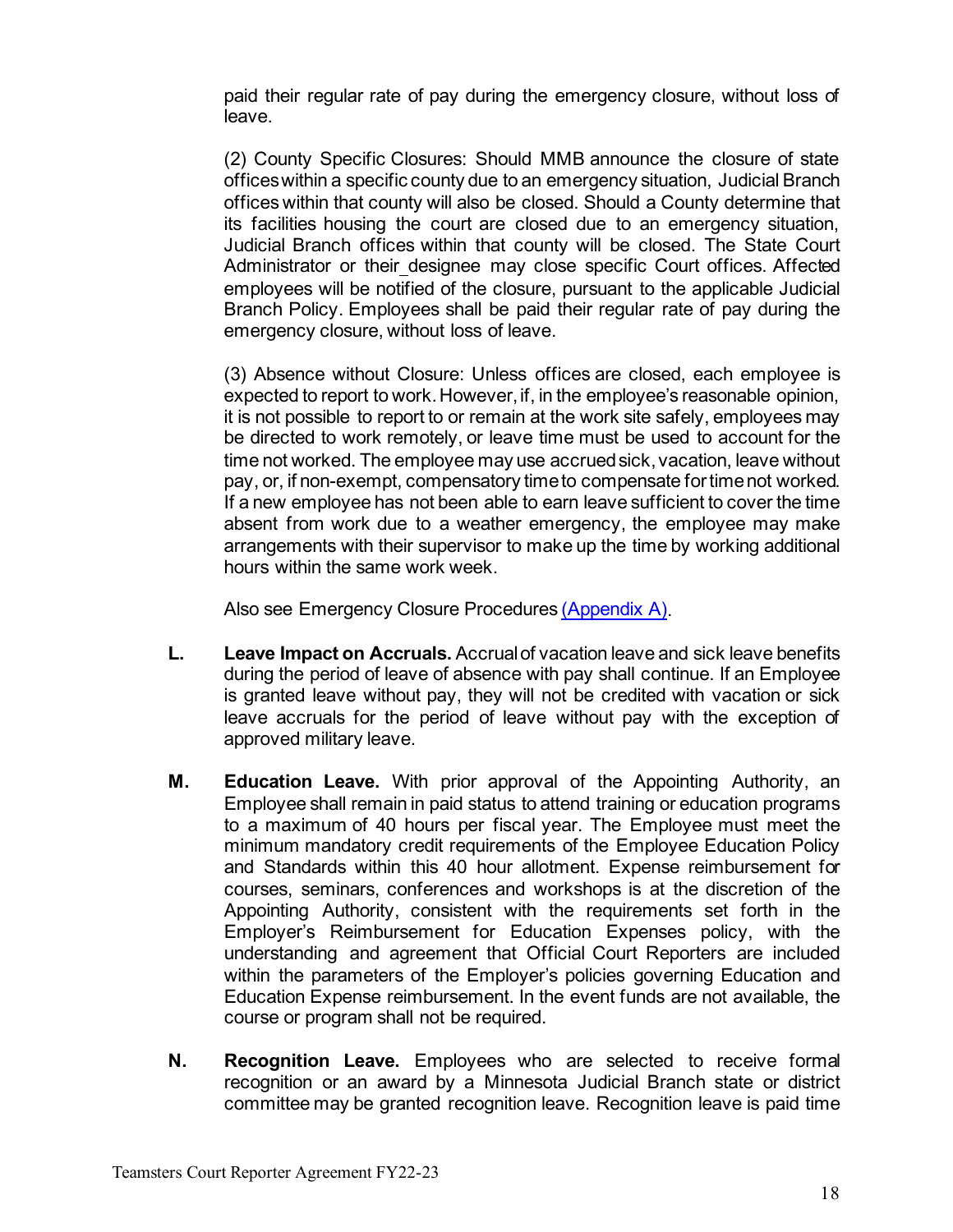paid their regular rate of pay during the emergency closure, without loss of leave.

(2) County Specific Closures: Should MMB announce the closure of state offices within a specific county due to an emergency situation, Judicial Branch offices within that county will also be closed. Should a County determine that its facilities housing the court are closed due to an emergency situation, Judicial Branch offices within that county will be closed. The State Court Administrator or their_designee may close specific Court offices. Affected employees will be notified of the closure, pursuant to the applicable Judicial Branch Policy. Employees shall be paid their regular rate of pay during the emergency closure, without loss of leave.

(3) Absence without Closure: Unless offices are closed, each employee is expected to report to work. However, if, in the employee's reasonable opinion, it is not possible to report to or remain at the work site safely, employees may be directed to work remotely, or leave time must be used to account for the time not worked. The employee may use accrued sick, vacation, leave without pay, or, if non-exempt, compensatory time to compensate for time not worked. If a new employee has not been able to earn leave sufficient to cover the time absent from work due to a weather emergency, the employee may make arrangements with their supervisor to make up the time by working additional hours within the same work week.

Also see Emergency Closure Procedures [(Appendix A)].

**L. Leave Impact on Accruals.** Accrual of vacation leave and sick leave benefits during the period of leave of absence with pay shall continue. If an Employee is granted leave without pay, they will not be credited with vacation or sick leave accruals for the period of leave without pay with the exception of approved military leave.

**M. Education Leave.** With prior approval of the Appointing Authority, an Employee shall remain in paid status to attend training or education programs to a maximum of 40 hours per fiscal year. The Employee must meet the minimum mandatory credit requirements of the Employee Education Policy and Standards within this 40 hour allotment. Expense reimbursement for courses, seminars, conferences and workshops is at the discretion of the Appointing Authority, consistent with the requirements set forth in the Employer's Reimbursement for Education Expenses policy, with the understanding and agreement that Official Court Reporters are included within the parameters of the Employer's policies governing Education and Education Expense reimbursement. In the event funds are not available, the course or program shall not be required.

**N. Recognition Leave.** Employees who are selected to receive formal recognition or an award by a Minnesota Judicial Branch state or district committee may be granted recognition leave. Recognition leave is paid time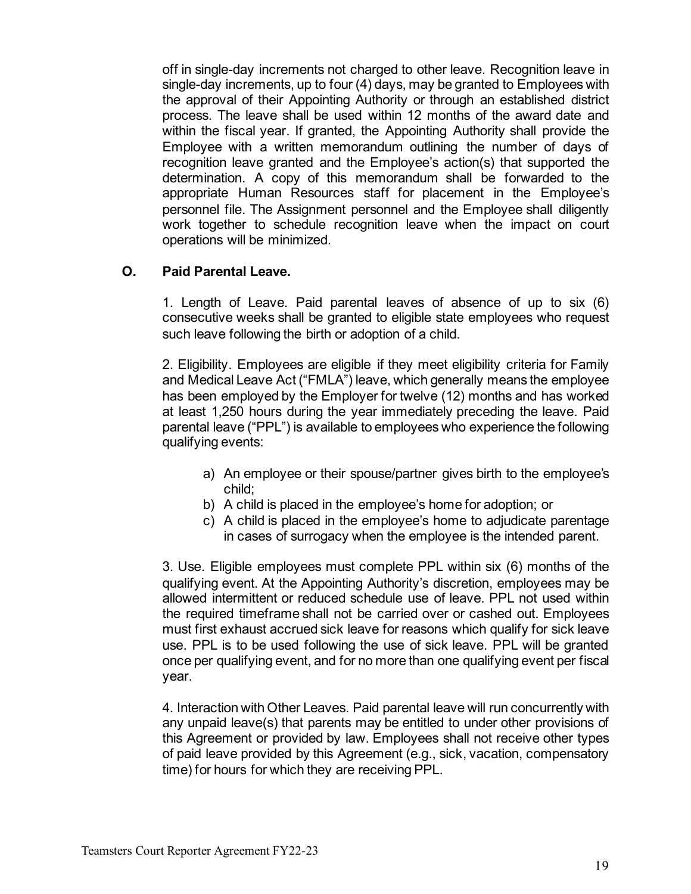off in single-day increments not charged to other leave. Recognition leave in single-day increments, up to four (4) days, may be granted to Employees with the approval of their Appointing Authority or through an established district process. The leave shall be used within 12 months of the award date and within the fiscal year. If granted, the Appointing Authority shall provide the Employee with a written memorandum outlining the number of days of recognition leave granted and the Employee's action(s) that supported the determination. A copy of this memorandum shall be forwarded to the appropriate Human Resources staff for placement in the Employee's personnel file. The Assignment personnel and the Employee shall diligently work together to schedule recognition leave when the impact on court operations will be minimized.

### O. Paid Parental Leave.

1. Length of Leave. Paid parental leaves of absence of up to six (6) consecutive weeks shall be granted to eligible state employees who request such leave following the birth or adoption of a child.

2. Eligibility. Employees are eligible if they meet eligibility criteria for Family and Medical Leave Act ("FMLA") leave, which generally means the employee has been employed by the Employer for twelve (12) months and has worked at least 1,250 hours during the year immediately preceding the leave. Paid parental leave ("PPL") is available to employees who experience the following qualifying events:

a) An employee or their spouse/partner gives birth to the employee's child;
b) A child is placed in the employee's home for adoption; or
c) A child is placed in the employee's home to adjudicate parentage in cases of surrogacy when the employee is the intended parent.

3. Use. Eligible employees must complete PPL within six (6) months of the qualifying event. At the Appointing Authority's discretion, employees may be allowed intermittent or reduced schedule use of leave. PPL not used within the required timeframe shall not be carried over or cashed out. Employees must first exhaust accrued sick leave for reasons which qualify for sick leave use. PPL is to be used following the use of sick leave. PPL will be granted once per qualifying event, and for no more than one qualifying event per fiscal year.

4. Interaction with Other Leaves. Paid parental leave will run concurrently with any unpaid leave(s) that parents may be entitled to under other provisions of this Agreement or provided by law. Employees shall not receive other types of paid leave provided by this Agreement (e.g., sick, vacation, compensatory time) for hours for which they are receiving PPL.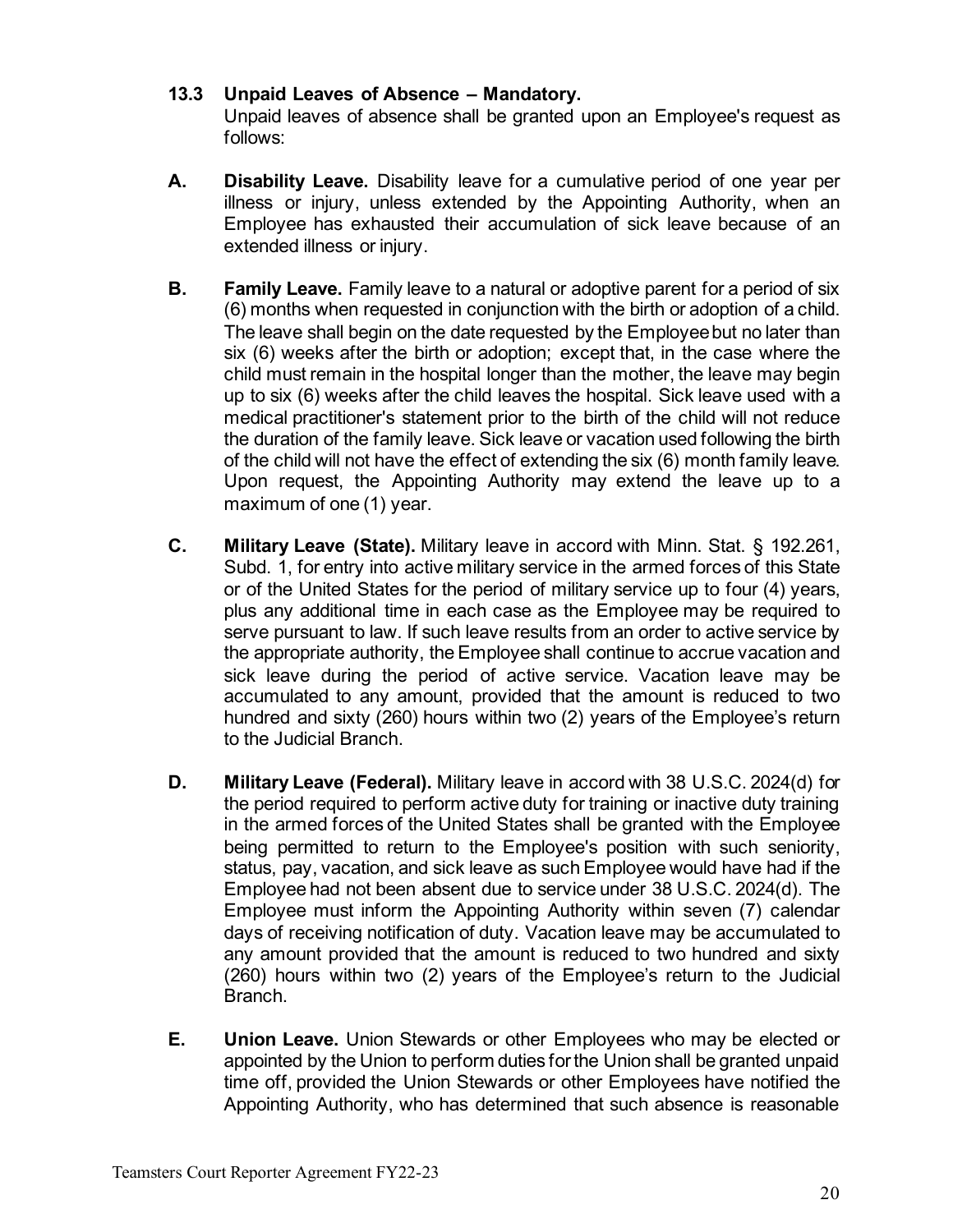### 13.3 Unpaid Leaves of Absence – Mandatory.

Unpaid leaves of absence shall be granted upon an Employee's request as follows:

**A. Disability Leave.** Disability leave for a cumulative period of one year per illness or injury, unless extended by the Appointing Authority, when an Employee has exhausted their accumulation of sick leave because of an extended illness or injury.

**B. Family Leave.** Family leave to a natural or adoptive parent for a period of six (6) months when requested in conjunction with the birth or adoption of a child. The leave shall begin on the date requested by the Employee but no later than six (6) weeks after the birth or adoption; except that, in the case where the child must remain in the hospital longer than the mother, the leave may begin up to six (6) weeks after the child leaves the hospital. Sick leave used with a medical practitioner's statement prior to the birth of the child will not reduce the duration of the family leave. Sick leave or vacation used following the birth of the child will not have the effect of extending the six (6) month family leave. Upon request, the Appointing Authority may extend the leave up to a maximum of one (1) year.

**C. Military Leave (State).** Military leave in accord with Minn. Stat. § 192.261, Subd. 1, for entry into active military service in the armed forces of this State or of the United States for the period of military service up to four (4) years, plus any additional time in each case as the Employee may be required to serve pursuant to law. If such leave results from an order to active service by the appropriate authority, the Employee shall continue to accrue vacation and sick leave during the period of active service. Vacation leave may be accumulated to any amount, provided that the amount is reduced to two hundred and sixty (260) hours within two (2) years of the Employee's return to the Judicial Branch.

**D. Military Leave (Federal).** Military leave in accord with 38 U.S.C. 2024(d) for the period required to perform active duty for training or inactive duty training in the armed forces of the United States shall be granted with the Employee being permitted to return to the Employee's position with such seniority, status, pay, vacation, and sick leave as such Employee would have had if the Employee had not been absent due to service under 38 U.S.C. 2024(d). The Employee must inform the Appointing Authority within seven (7) calendar days of receiving notification of duty. Vacation leave may be accumulated to any amount provided that the amount is reduced to two hundred and sixty (260) hours within two (2) years of the Employee's return to the Judicial Branch.

**E. Union Leave.** Union Stewards or other Employees who may be elected or appointed by the Union to perform duties for the Union shall be granted unpaid time off, provided the Union Stewards or other Employees have notified the Appointing Authority, who has determined that such absence is reasonable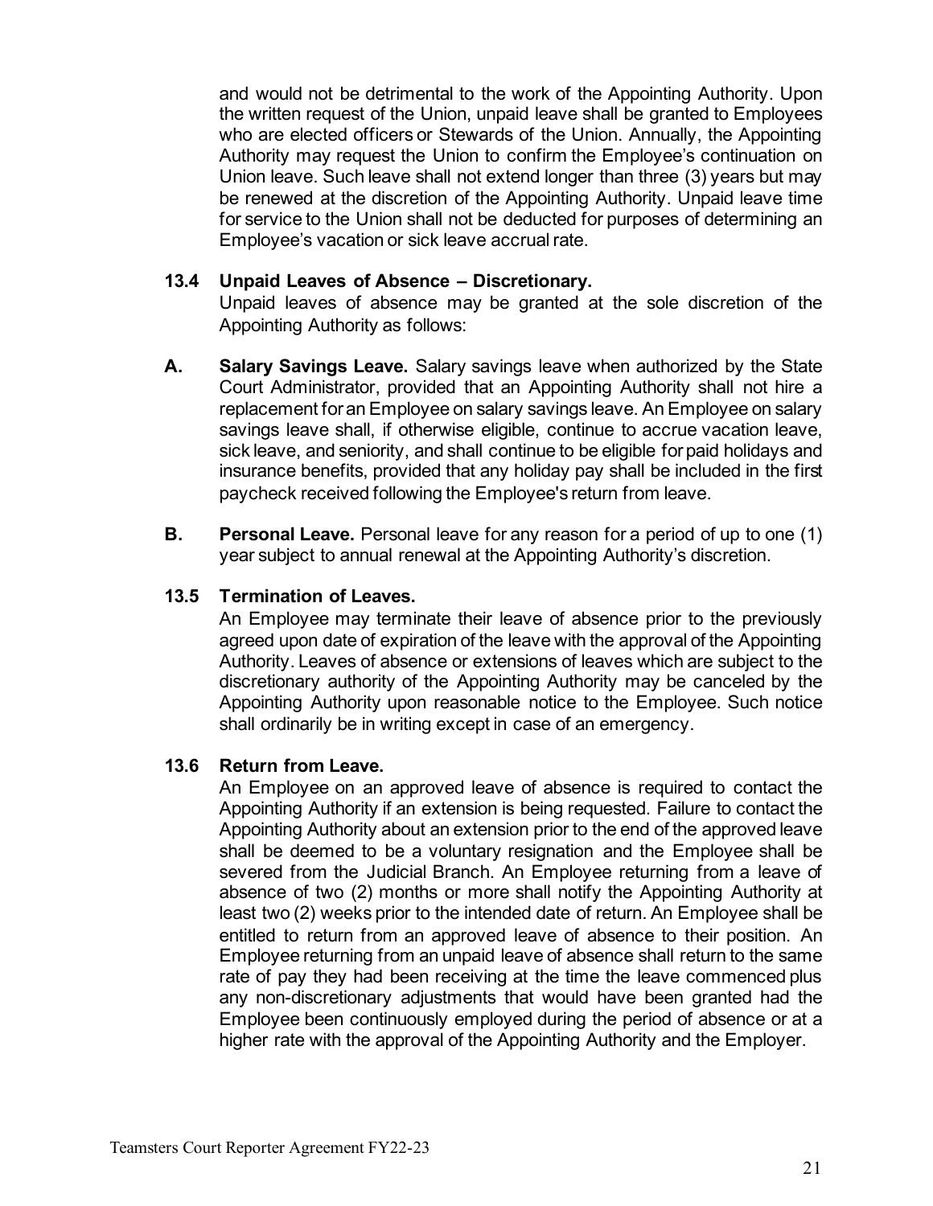and would not be detrimental to the work of the Appointing Authority. Upon the written request of the Union, unpaid leave shall be granted to Employees who are elected officers or Stewards of the Union. Annually, the Appointing Authority may request the Union to confirm the Employee's continuation on Union leave. Such leave shall not extend longer than three (3) years but may be renewed at the discretion of the Appointing Authority. Unpaid leave time for service to the Union shall not be deducted for purposes of determining an Employee's vacation or sick leave accrual rate.

### 13.4 Unpaid Leaves of Absence – Discretionary.

Unpaid leaves of absence may be granted at the sole discretion of the Appointing Authority as follows:

**A. Salary Savings Leave.** Salary savings leave when authorized by the State Court Administrator, provided that an Appointing Authority shall not hire a replacement for an Employee on salary savings leave. An Employee on salary savings leave shall, if otherwise eligible, continue to accrue vacation leave, sick leave, and seniority, and shall continue to be eligible for paid holidays and insurance benefits, provided that any holiday pay shall be included in the first paycheck received following the Employee's return from leave.

**B. Personal Leave.** Personal leave for any reason for a period of up to one (1) year subject to annual renewal at the Appointing Authority's discretion.

### 13.5 Termination of Leaves.

An Employee may terminate their leave of absence prior to the previously agreed upon date of expiration of the leave with the approval of the Appointing Authority. Leaves of absence or extensions of leaves which are subject to the discretionary authority of the Appointing Authority may be canceled by the Appointing Authority upon reasonable notice to the Employee. Such notice shall ordinarily be in writing except in case of an emergency.

### 13.6 Return from Leave.

An Employee on an approved leave of absence is required to contact the Appointing Authority if an extension is being requested. Failure to contact the Appointing Authority about an extension prior to the end of the approved leave shall be deemed to be a voluntary resignation and the Employee shall be severed from the Judicial Branch. An Employee returning from a leave of absence of two (2) months or more shall notify the Appointing Authority at least two (2) weeks prior to the intended date of return. An Employee shall be entitled to return from an approved leave of absence to their position. An Employee returning from an unpaid leave of absence shall return to the same rate of pay they had been receiving at the time the leave commenced plus any non-discretionary adjustments that would have been granted had the Employee been continuously employed during the period of absence or at a higher rate with the approval of the Appointing Authority and the Employer.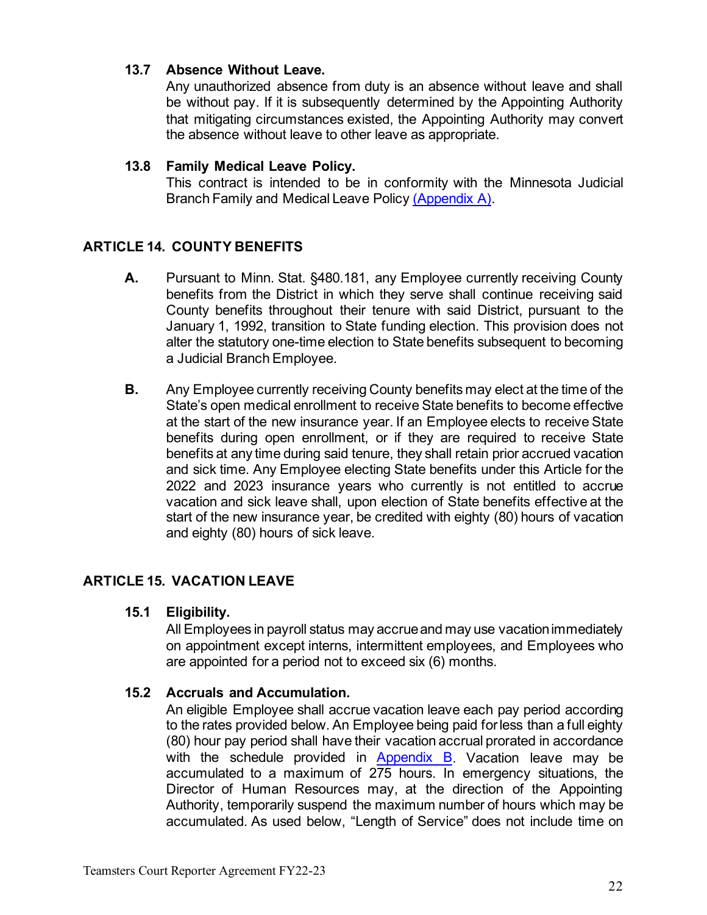**13.7 Absence Without Leave.**
Any unauthorized absence from duty is an absence without leave and shall be without pay. If it is subsequently determined by the Appointing Authority that mitigating circumstances existed, the Appointing Authority may convert the absence without leave to other leave as appropriate.

**13.8 Family Medical Leave Policy.**
This contract is intended to be in conformity with the Minnesota Judicial Branch Family and Medical Leave Policy (Appendix A).

## ARTICLE 14. COUNTY BENEFITS

**A.** Pursuant to Minn. Stat. §480.181, any Employee currently receiving County benefits from the District in which they serve shall continue receiving said County benefits throughout their tenure with said District, pursuant to the January 1, 1992, transition to State funding election. This provision does not alter the statutory one-time election to State benefits subsequent to becoming a Judicial Branch Employee.

**B.** Any Employee currently receiving County benefits may elect at the time of the State's open medical enrollment to receive State benefits to become effective at the start of the new insurance year. If an Employee elects to receive State benefits during open enrollment, or if they are required to receive State benefits at any time during said tenure, they shall retain prior accrued vacation and sick time. Any Employee electing State benefits under this Article for the 2022 and 2023 insurance years who currently is not entitled to accrue vacation and sick leave shall, upon election of State benefits effective at the start of the new insurance year, be credited with eighty (80) hours of vacation and eighty (80) hours of sick leave.

## ARTICLE 15. VACATION LEAVE

**15.1 Eligibility.**
All Employees in payroll status may accrue and may use vacation immediately on appointment except interns, intermittent employees, and Employees who are appointed for a period not to exceed six (6) months.

**15.2 Accruals and Accumulation.**
An eligible Employee shall accrue vacation leave each pay period according to the rates provided below. An Employee being paid for less than a full eighty (80) hour pay period shall have their vacation accrual prorated in accordance with the schedule provided in Appendix B. Vacation leave may be accumulated to a maximum of 275 hours. In emergency situations, the Director of Human Resources may, at the direction of the Appointing Authority, temporarily suspend the maximum number of hours which may be accumulated. As used below, "Length of Service" does not include time on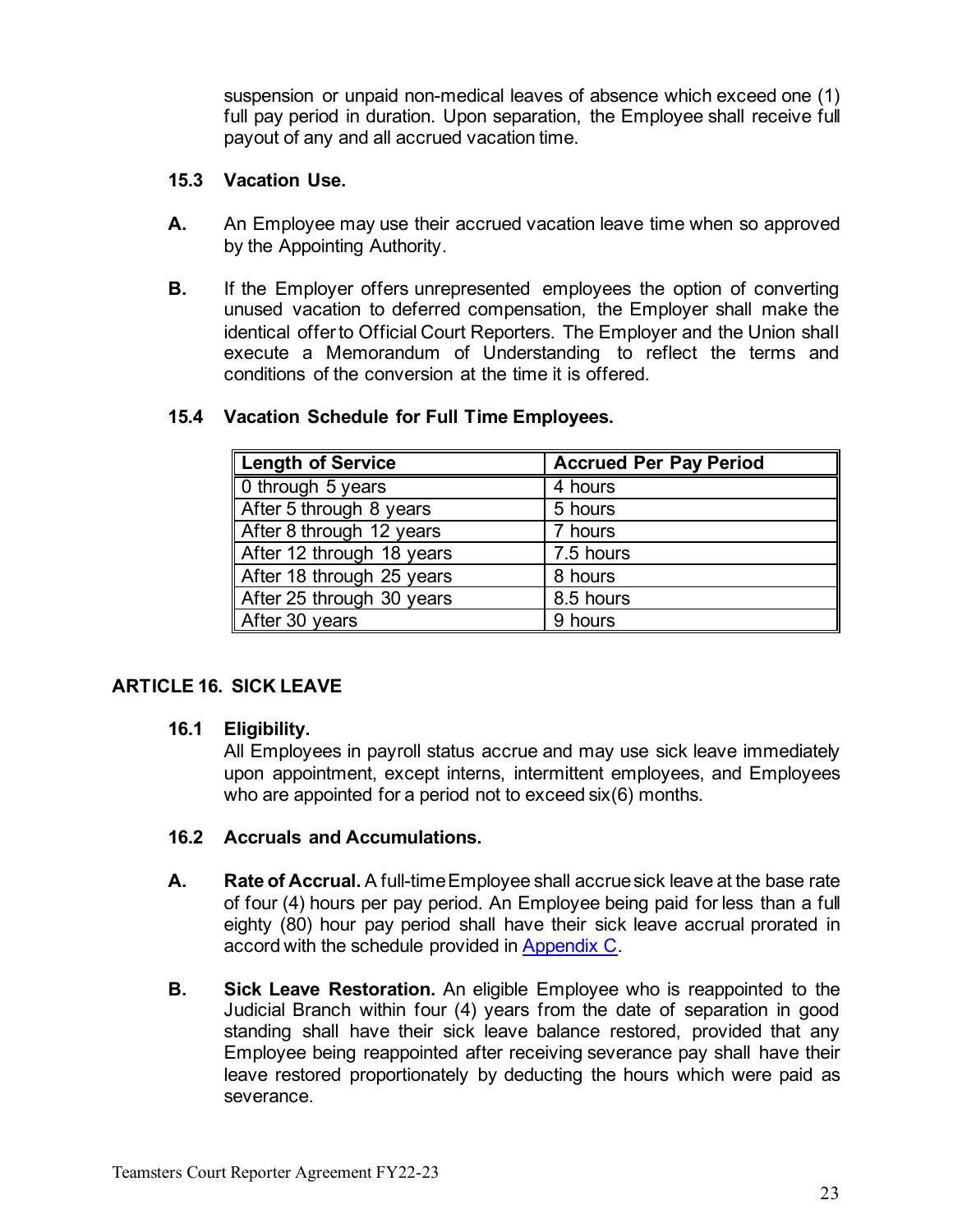suspension or unpaid non-medical leaves of absence which exceed one (1) full pay period in duration. Upon separation, the Employee shall receive full payout of any and all accrued vacation time.

### 15.3 Vacation Use.

**A.** An Employee may use their accrued vacation leave time when so approved by the Appointing Authority.

**B.** If the Employer offers unrepresented employees the option of converting unused vacation to deferred compensation, the Employer shall make the identical offer to Official Court Reporters. The Employer and the Union shall execute a Memorandum of Understanding to reflect the terms and conditions of the conversion at the time it is offered.

### 15.4 Vacation Schedule for Full Time Employees.

| Length of Service | Accrued Per Pay Period |
|---|---|
| 0 through 5 years | 4 hours |
| After 5 through 8 years | 5 hours |
| After 8 through 12 years | 7 hours |
| After 12 through 18 years | 7.5 hours |
| After 18 through 25 years | 8 hours |
| After 25 through 30 years | 8.5 hours |
| After 30 years | 9 hours |

## ARTICLE 16. SICK LEAVE

### 16.1 Eligibility.

All Employees in payroll status accrue and may use sick leave immediately upon appointment, except interns, intermittent employees, and Employees who are appointed for a period not to exceed six(6) months.

### 16.2 Accruals and Accumulations.

**A.** **Rate of Accrual.** A full-time Employee shall accrue sick leave at the base rate of four (4) hours per pay period. An Employee being paid for less than a full eighty (80) hour pay period shall have their sick leave accrual prorated in accord with the schedule provided in Appendix C.

**B.** **Sick Leave Restoration.** An eligible Employee who is reappointed to the Judicial Branch within four (4) years from the date of separation in good standing shall have their sick leave balance restored, provided that any Employee being reappointed after receiving severance pay shall have their leave restored proportionately by deducting the hours which were paid as severance.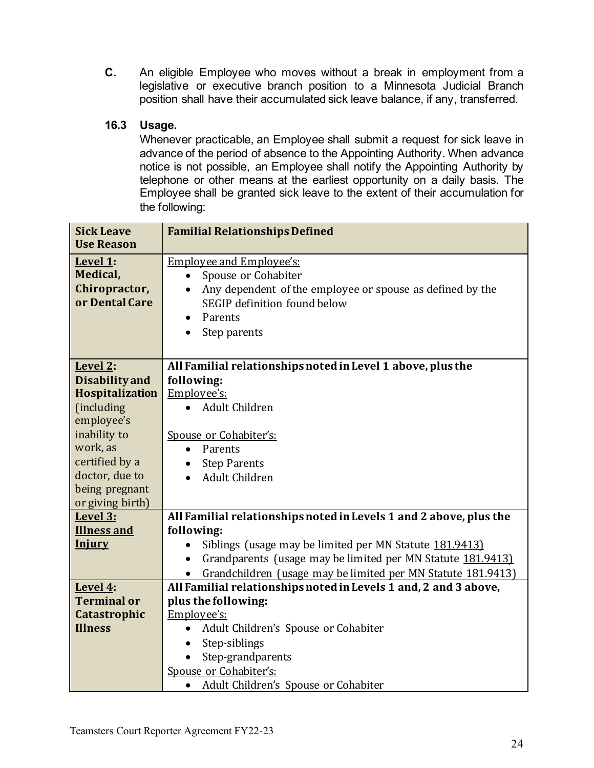**C.** An eligible Employee who moves without a break in employment from a legislative or executive branch position to a Minnesota Judicial Branch position shall have their accumulated sick leave balance, if any, transferred.

### 16.3 Usage.

Whenever practicable, an Employee shall submit a request for sick leave in advance of the period of absence to the Appointing Authority. When advance notice is not possible, an Employee shall notify the Appointing Authority by telephone or other means at the earliest opportunity on a daily basis. The Employee shall be granted sick leave to the extent of their accumulation for the following:

| Sick Leave Use Reason | Familial Relationships Defined |
|---|---|
| **Level 1: Medical, Chiropractor, or Dental Care** | Employee and Employee's:<br>• Spouse or Cohabiter<br>• Any dependent of the employee or spouse as defined by the SEGIP definition found below<br>• Parents<br>• Step parents |
| **Level 2: Disability and Hospitalization** (including employee's inability to work, as certified by a doctor, due to being pregnant or giving birth) | **All Familial relationships noted in Level 1 above, plus the following:**<br>Employee's:<br>• Adult Children<br><br>Spouse or Cohabiter's:<br>• Parents<br>• Step Parents<br>• Adult Children |
| **Level 3: Illness and Injury** | **All Familial relationships noted in Levels 1 and 2 above, plus the following:**<br>• Siblings (usage may be limited per MN Statute 181.9413)<br>• Grandparents (usage may be limited per MN Statute 181.9413)<br>• Grandchildren (usage may be limited per MN Statute 181.9413) |
| **Level 4: Terminal or Catastrophic Illness** | **All Familial relationships noted in Levels 1 and, 2 and 3 above, plus the following:**<br>Employee's:<br>• Adult Children's Spouse or Cohabiter<br>• Step-siblings<br>• Step-grandparents<br>Spouse or Cohabiter's:<br>• Adult Children's Spouse or Cohabiter |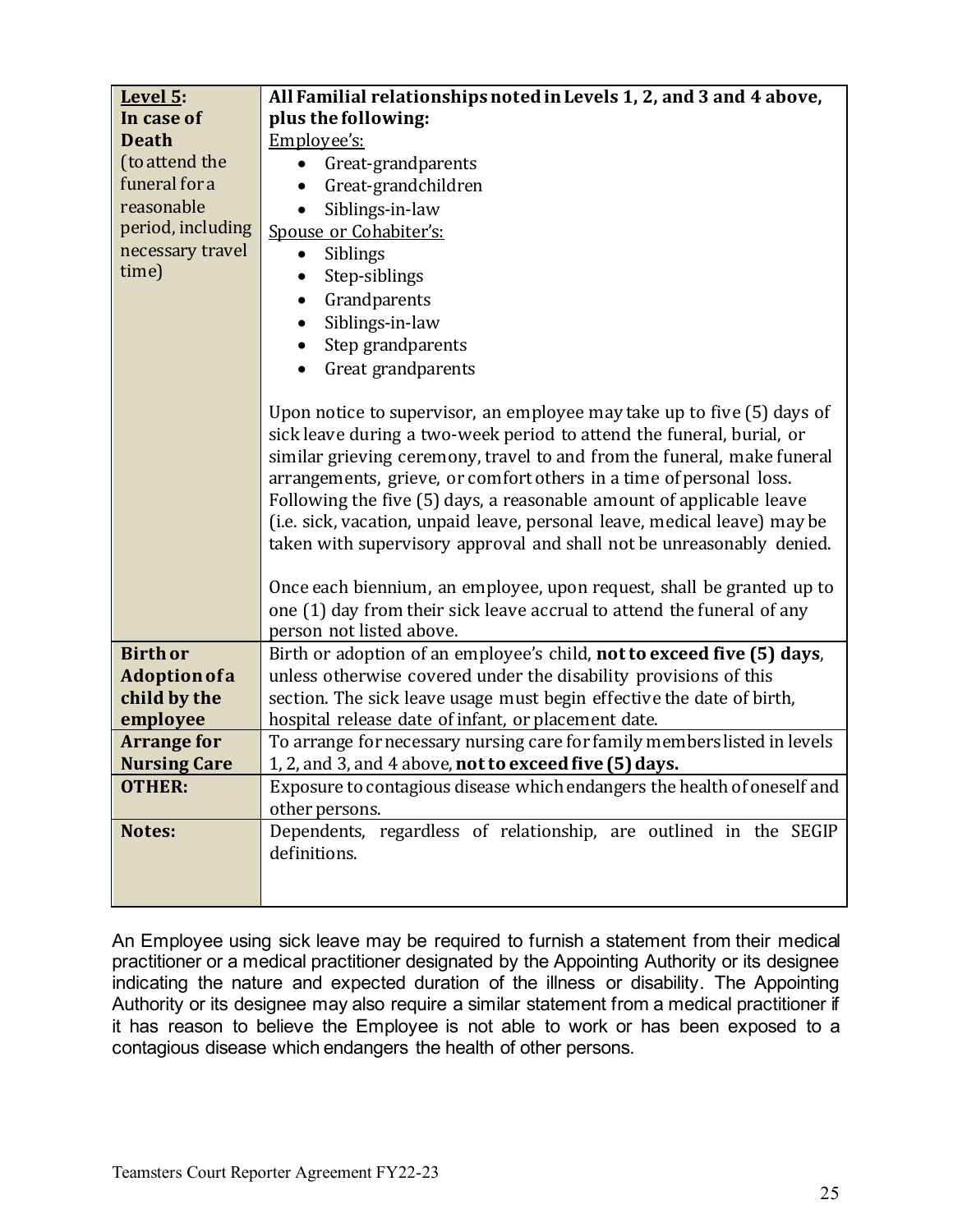| | |
|---|---|
| **Level 5:**<br>**In case of Death**<br>(to attend the funeral for a reasonable period, including necessary travel time) | **All Familial relationships noted in Levels 1, 2, and 3 and 4 above, plus the following:**<br>Employee's:<br>• Great-grandparents<br>• Great-grandchildren<br>• Siblings-in-law<br>Spouse or Cohabiter's:<br>• Siblings<br>• Step-siblings<br>• Grandparents<br>• Siblings-in-law<br>• Step grandparents<br>• Great grandparents<br><br>Upon notice to supervisor, an employee may take up to five (5) days of sick leave during a two-week period to attend the funeral, burial, or similar grieving ceremony, travel to and from the funeral, make funeral arrangements, grieve, or comfort others in a time of personal loss. Following the five (5) days, a reasonable amount of applicable leave (i.e. sick, vacation, unpaid leave, personal leave, medical leave) may be taken with supervisory approval and shall not be unreasonably denied.<br><br>Once each biennium, an employee, upon request, shall be granted up to one (1) day from their sick leave accrual to attend the funeral of any person not listed above. |
| **Birth or Adoption of a child by the employee** | Birth or adoption of an employee's child, **not to exceed five (5) days**, unless otherwise covered under the disability provisions of this section. The sick leave usage must begin effective the date of birth, hospital release date of infant, or placement date. |
| **Arrange for Nursing Care** | To arrange for necessary nursing care for family members listed in levels 1, 2, and 3, and 4 above, **not to exceed five (5) days.** |
| **OTHER:** | Exposure to contagious disease which endangers the health of oneself and other persons. |
| **Notes:** | Dependents, regardless of relationship, are outlined in the SEGIP definitions. |

An Employee using sick leave may be required to furnish a statement from their medical practitioner or a medical practitioner designated by the Appointing Authority or its designee indicating the nature and expected duration of the illness or disability. The Appointing Authority or its designee may also require a similar statement from a medical practitioner if it has reason to believe the Employee is not able to work or has been exposed to a contagious disease which endangers the health of other persons.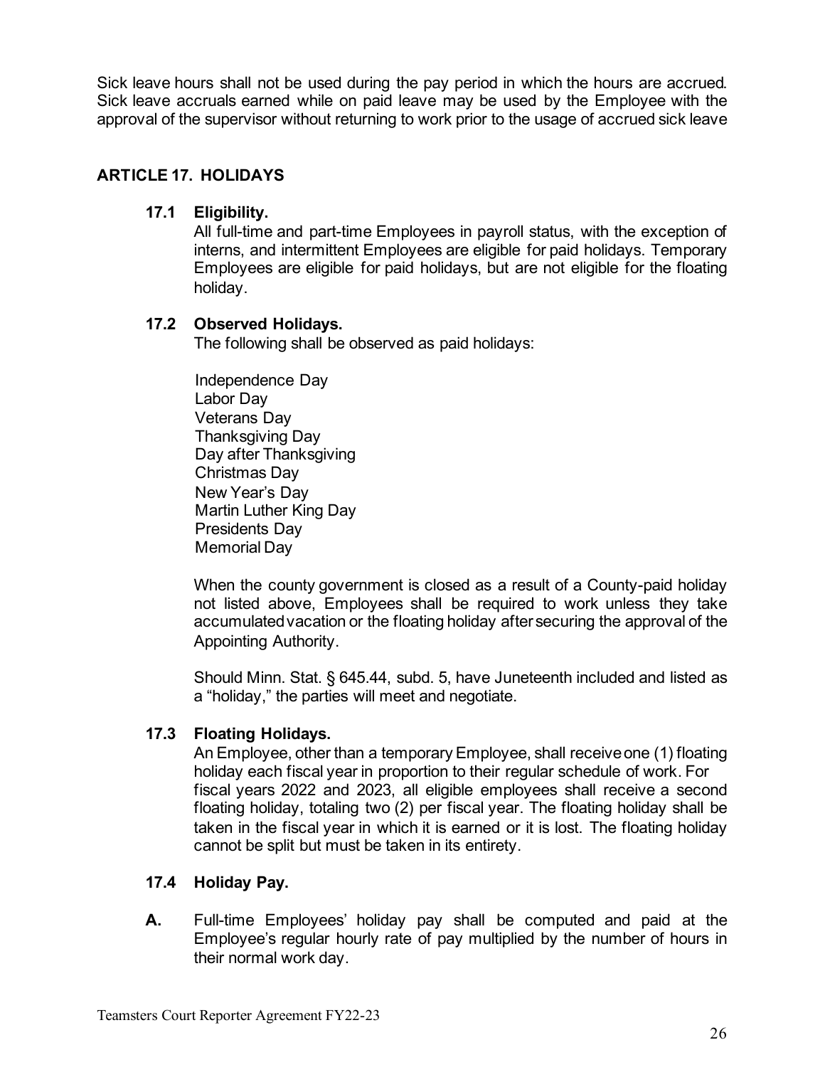Sick leave hours shall not be used during the pay period in which the hours are accrued. Sick leave accruals earned while on paid leave may be used by the Employee with the approval of the supervisor without returning to work prior to the usage of accrued sick leave

## ARTICLE 17. HOLIDAYS

### 17.1 Eligibility.

All full-time and part-time Employees in payroll status, with the exception of interns, and intermittent Employees are eligible for paid holidays. Temporary Employees are eligible for paid holidays, but are not eligible for the floating holiday.

### 17.2 Observed Holidays.

The following shall be observed as paid holidays:

Independence Day
Labor Day
Veterans Day
Thanksgiving Day
Day after Thanksgiving
Christmas Day
New Year's Day
Martin Luther King Day
Presidents Day
Memorial Day

When the county government is closed as a result of a County-paid holiday not listed above, Employees shall be required to work unless they take accumulated vacation or the floating holiday after securing the approval of the Appointing Authority.

Should Minn. Stat. § 645.44, subd. 5, have Juneteenth included and listed as a "holiday," the parties will meet and negotiate.

### 17.3 Floating Holidays.

An Employee, other than a temporary Employee, shall receive one (1) floating holiday each fiscal year in proportion to their regular schedule of work. For fiscal years 2022 and 2023, all eligible employees shall receive a second floating holiday, totaling two (2) per fiscal year. The floating holiday shall be taken in the fiscal year in which it is earned or it is lost. The floating holiday cannot be split but must be taken in its entirety.

### 17.4 Holiday Pay.

**A.** Full-time Employees' holiday pay shall be computed and paid at the Employee's regular hourly rate of pay multiplied by the number of hours in their normal work day.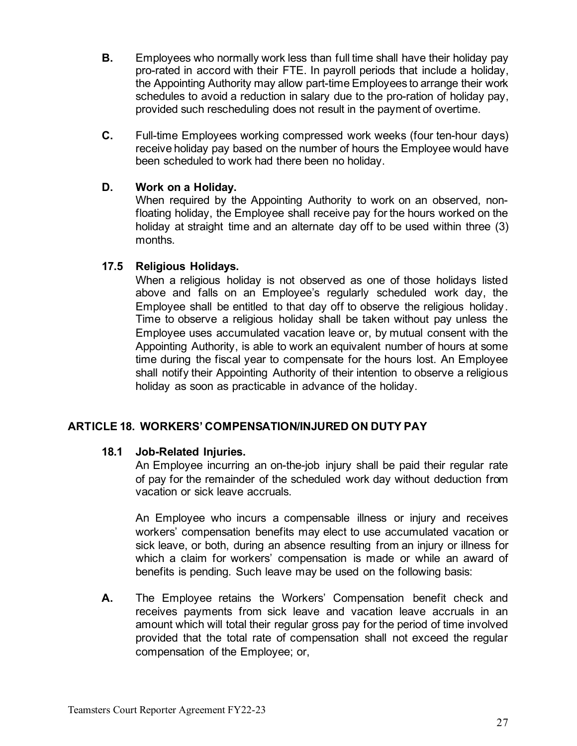**B.** Employees who normally work less than full time shall have their holiday pay pro-rated in accord with their FTE. In payroll periods that include a holiday, the Appointing Authority may allow part-time Employees to arrange their work schedules to avoid a reduction in salary due to the pro-ration of holiday pay, provided such rescheduling does not result in the payment of overtime.

**C.** Full-time Employees working compressed work weeks (four ten-hour days) receive holiday pay based on the number of hours the Employee would have been scheduled to work had there been no holiday.

**D. Work on a Holiday.**
When required by the Appointing Authority to work on an observed, non-floating holiday, the Employee shall receive pay for the hours worked on the holiday at straight time and an alternate day off to be used within three (3) months.

### 17.5 Religious Holidays.

When a religious holiday is not observed as one of those holidays listed above and falls on an Employee's regularly scheduled work day, the Employee shall be entitled to that day off to observe the religious holiday. Time to observe a religious holiday shall be taken without pay unless the Employee uses accumulated vacation leave or, by mutual consent with the Appointing Authority, is able to work an equivalent number of hours at some time during the fiscal year to compensate for the hours lost. An Employee shall notify their Appointing Authority of their intention to observe a religious holiday as soon as practicable in advance of the holiday.

## ARTICLE 18. WORKERS' COMPENSATION/INJURED ON DUTY PAY

### 18.1 Job-Related Injuries.

An Employee incurring an on-the-job injury shall be paid their regular rate of pay for the remainder of the scheduled work day without deduction from vacation or sick leave accruals.

An Employee who incurs a compensable illness or injury and receives workers' compensation benefits may elect to use accumulated vacation or sick leave, or both, during an absence resulting from an injury or illness for which a claim for workers' compensation is made or while an award of benefits is pending. Such leave may be used on the following basis:

**A.** The Employee retains the Workers' Compensation benefit check and receives payments from sick leave and vacation leave accruals in an amount which will total their regular gross pay for the period of time involved provided that the total rate of compensation shall not exceed the regular compensation of the Employee; or,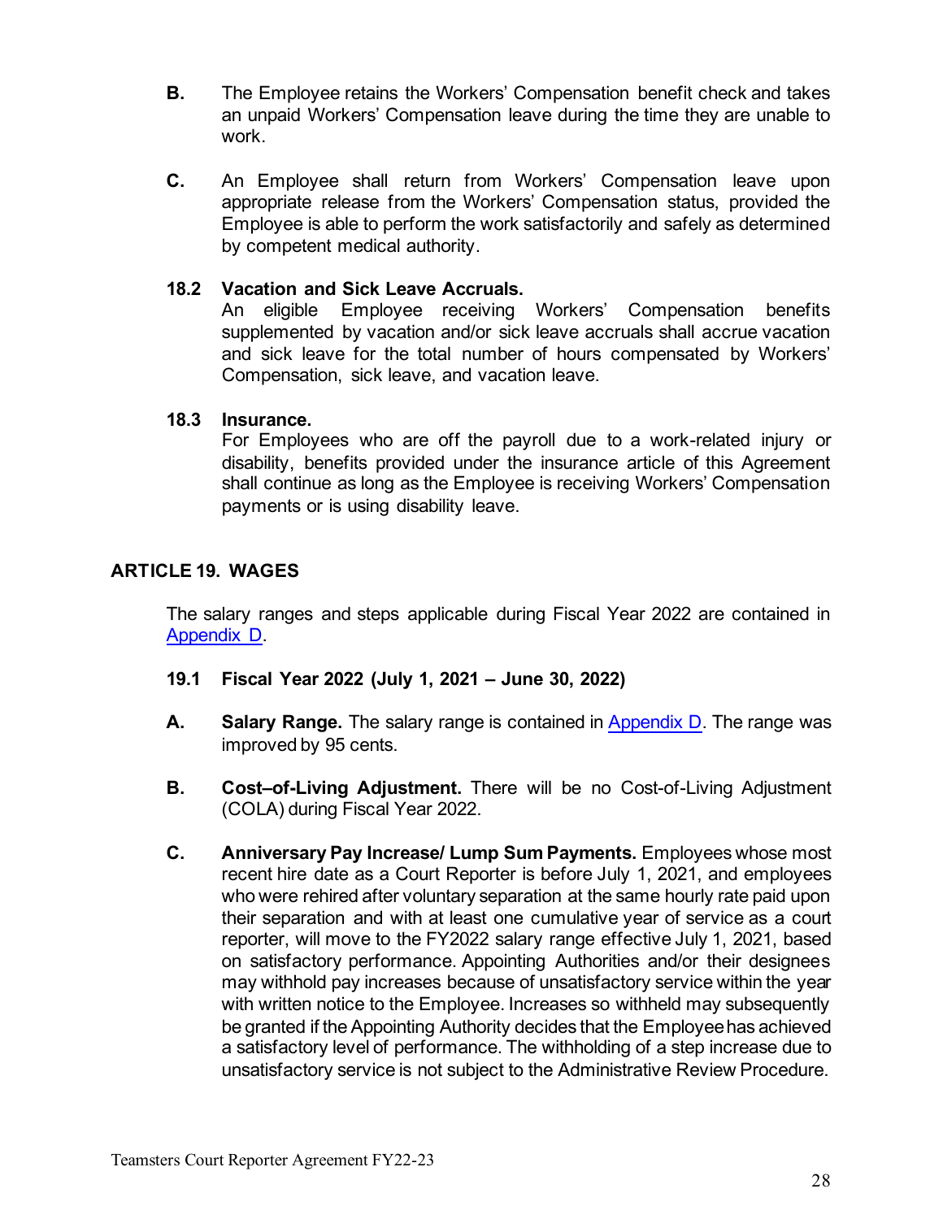**B.** The Employee retains the Workers' Compensation benefit check and takes an unpaid Workers' Compensation leave during the time they are unable to work.

**C.** An Employee shall return from Workers' Compensation leave upon appropriate release from the Workers' Compensation status, provided the Employee is able to perform the work satisfactorily and safely as determined by competent medical authority.

### 18.2 Vacation and Sick Leave Accruals.

An eligible Employee receiving Workers' Compensation benefits supplemented by vacation and/or sick leave accruals shall accrue vacation and sick leave for the total number of hours compensated by Workers' Compensation, sick leave, and vacation leave.

### 18.3 Insurance.

For Employees who are off the payroll due to a work-related injury or disability, benefits provided under the insurance article of this Agreement shall continue as long as the Employee is receiving Workers' Compensation payments or is using disability leave.

## ARTICLE 19. WAGES

The salary ranges and steps applicable during Fiscal Year 2022 are contained in Appendix D.

### 19.1 Fiscal Year 2022 (July 1, 2021 – June 30, 2022)

**A. Salary Range.** The salary range is contained in Appendix D. The range was improved by 95 cents.

**B. Cost–of-Living Adjustment.** There will be no Cost-of-Living Adjustment (COLA) during Fiscal Year 2022.

**C. Anniversary Pay Increase/ Lump Sum Payments.** Employees whose most recent hire date as a Court Reporter is before July 1, 2021, and employees who were rehired after voluntary separation at the same hourly rate paid upon their separation and with at least one cumulative year of service as a court reporter, will move to the FY2022 salary range effective July 1, 2021, based on satisfactory performance. Appointing Authorities and/or their designees may withhold pay increases because of unsatisfactory service within the year with written notice to the Employee. Increases so withheld may subsequently be granted if the Appointing Authority decides that the Employee has achieved a satisfactory level of performance. The withholding of a step increase due to unsatisfactory service is not subject to the Administrative Review Procedure.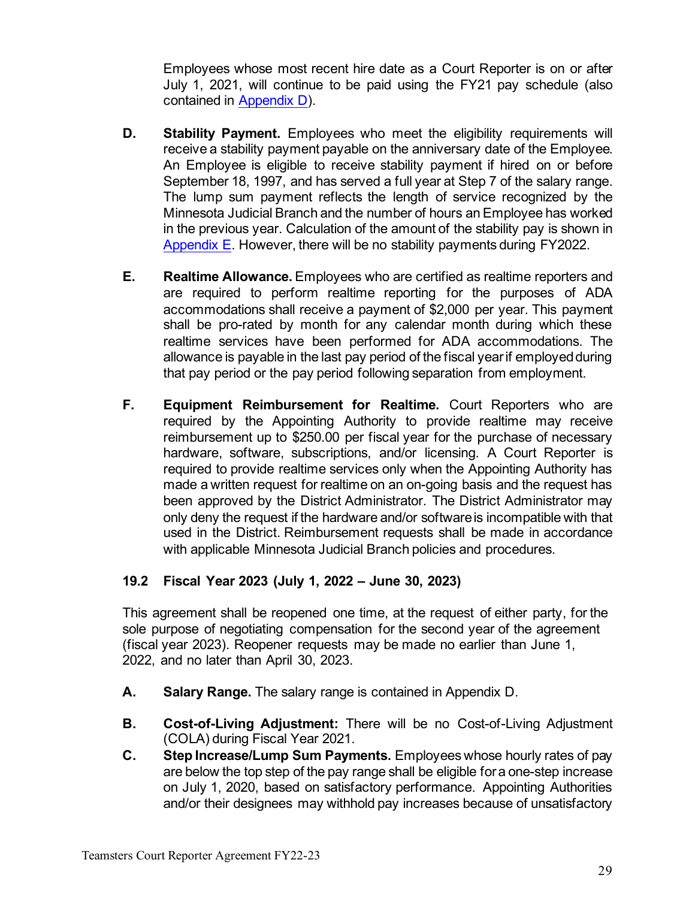Employees whose most recent hire date as a Court Reporter is on or after July 1, 2021, will continue to be paid using the FY21 pay schedule (also contained in Appendix D).

**D. Stability Payment.** Employees who meet the eligibility requirements will receive a stability payment payable on the anniversary date of the Employee. An Employee is eligible to receive stability payment if hired on or before September 18, 1997, and has served a full year at Step 7 of the salary range. The lump sum payment reflects the length of service recognized by the Minnesota Judicial Branch and the number of hours an Employee has worked in the previous year. Calculation of the amount of the stability pay is shown in Appendix E. However, there will be no stability payments during FY2022.

**E. Realtime Allowance.** Employees who are certified as realtime reporters and are required to perform realtime reporting for the purposes of ADA accommodations shall receive a payment of $2,000 per year. This payment shall be pro-rated by month for any calendar month during which these realtime services have been performed for ADA accommodations. The allowance is payable in the last pay period of the fiscal year if employed during that pay period or the pay period following separation from employment.

**F. Equipment Reimbursement for Realtime.** Court Reporters who are required by the Appointing Authority to provide realtime may receive reimbursement up to $250.00 per fiscal year for the purchase of necessary hardware, software, subscriptions, and/or licensing. A Court Reporter is required to provide realtime services only when the Appointing Authority has made a written request for realtime on an on-going basis and the request has been approved by the District Administrator. The District Administrator may only deny the request if the hardware and/or software is incompatible with that used in the District. Reimbursement requests shall be made in accordance with applicable Minnesota Judicial Branch policies and procedures.

### 19.2 Fiscal Year 2023 (July 1, 2022 – June 30, 2023)

This agreement shall be reopened one time, at the request of either party, for the sole purpose of negotiating compensation for the second year of the agreement (fiscal year 2023). Reopener requests may be made no earlier than June 1, 2022, and no later than April 30, 2023.

**A. Salary Range.** The salary range is contained in Appendix D.

**B. Cost-of-Living Adjustment:** There will be no Cost-of-Living Adjustment (COLA) during Fiscal Year 2021.

**C. Step Increase/Lump Sum Payments.** Employees whose hourly rates of pay are below the top step of the pay range shall be eligible for a one-step increase on July 1, 2020, based on satisfactory performance. Appointing Authorities and/or their designees may withhold pay increases because of unsatisfactory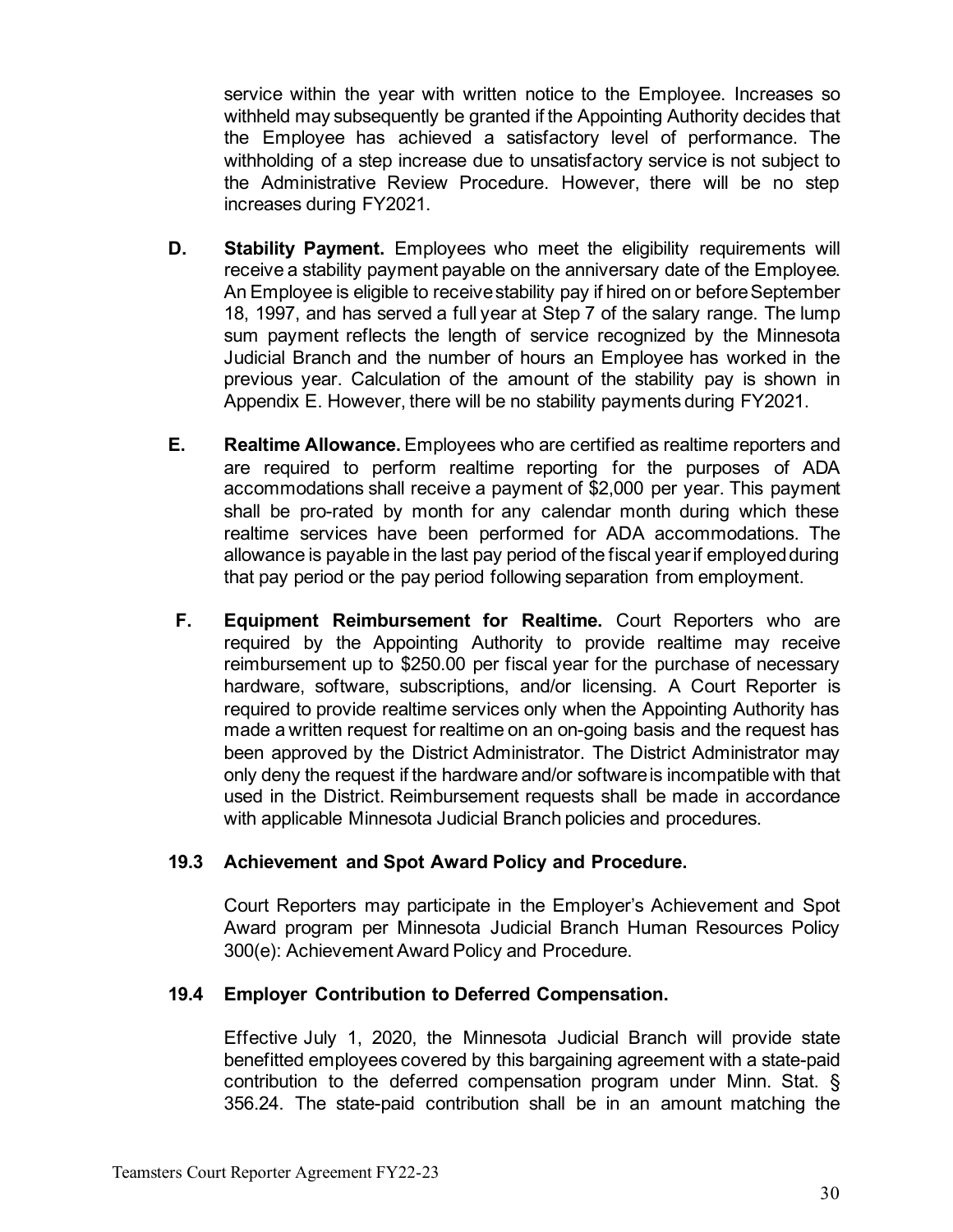service within the year with written notice to the Employee. Increases so withheld may subsequently be granted if the Appointing Authority decides that the Employee has achieved a satisfactory level of performance. The withholding of a step increase due to unsatisfactory service is not subject to the Administrative Review Procedure. However, there will be no step increases during FY2021.

**D. Stability Payment.** Employees who meet the eligibility requirements will receive a stability payment payable on the anniversary date of the Employee. An Employee is eligible to receive stability pay if hired on or before September 18, 1997, and has served a full year at Step 7 of the salary range. The lump sum payment reflects the length of service recognized by the Minnesota Judicial Branch and the number of hours an Employee has worked in the previous year. Calculation of the amount of the stability pay is shown in Appendix E. However, there will be no stability payments during FY2021.

**E. Realtime Allowance.** Employees who are certified as realtime reporters and are required to perform realtime reporting for the purposes of ADA accommodations shall receive a payment of $2,000 per year. This payment shall be pro-rated by month for any calendar month during which these realtime services have been performed for ADA accommodations. The allowance is payable in the last pay period of the fiscal year if employed during that pay period or the pay period following separation from employment.

**F. Equipment Reimbursement for Realtime.** Court Reporters who are required by the Appointing Authority to provide realtime may receive reimbursement up to $250.00 per fiscal year for the purchase of necessary hardware, software, subscriptions, and/or licensing. A Court Reporter is required to provide realtime services only when the Appointing Authority has made a written request for realtime on an on-going basis and the request has been approved by the District Administrator. The District Administrator may only deny the request if the hardware and/or software is incompatible with that used in the District. Reimbursement requests shall be made in accordance with applicable Minnesota Judicial Branch policies and procedures.

### 19.3 Achievement and Spot Award Policy and Procedure.

Court Reporters may participate in the Employer's Achievement and Spot Award program per Minnesota Judicial Branch Human Resources Policy 300(e): Achievement Award Policy and Procedure.

### 19.4 Employer Contribution to Deferred Compensation.

Effective July 1, 2020, the Minnesota Judicial Branch will provide state benefitted employees covered by this bargaining agreement with a state-paid contribution to the deferred compensation program under Minn. Stat. § 356.24. The state-paid contribution shall be in an amount matching the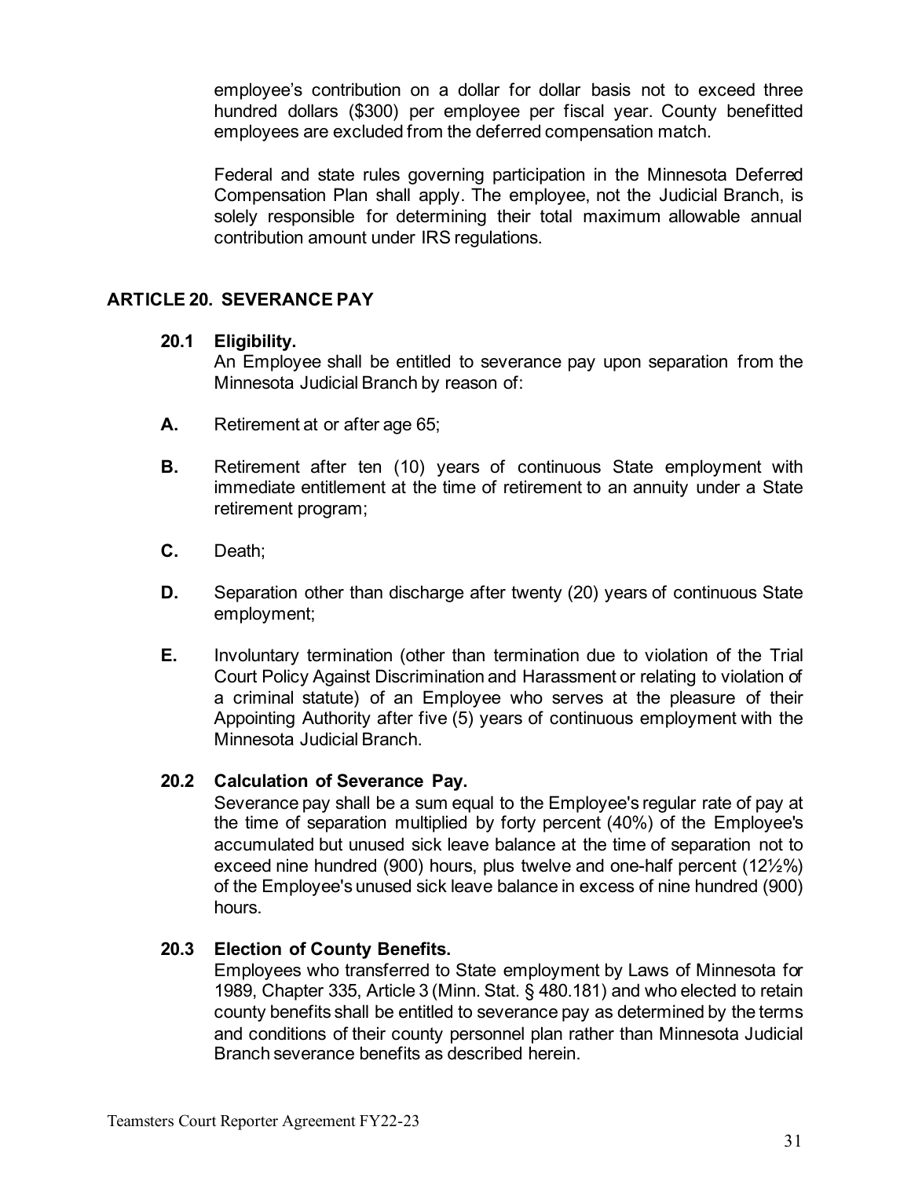employee's contribution on a dollar for dollar basis not to exceed three hundred dollars ($300) per employee per fiscal year. County benefitted employees are excluded from the deferred compensation match.

Federal and state rules governing participation in the Minnesota Deferred Compensation Plan shall apply. The employee, not the Judicial Branch, is solely responsible for determining their total maximum allowable annual contribution amount under IRS regulations.

## ARTICLE 20. SEVERANCE PAY

### 20.1 Eligibility.

An Employee shall be entitled to severance pay upon separation from the Minnesota Judicial Branch by reason of:

**A.** Retirement at or after age 65;

**B.** Retirement after ten (10) years of continuous State employment with immediate entitlement at the time of retirement to an annuity under a State retirement program;

**C.** Death;

**D.** Separation other than discharge after twenty (20) years of continuous State employment;

**E.** Involuntary termination (other than termination due to violation of the Trial Court Policy Against Discrimination and Harassment or relating to violation of a criminal statute) of an Employee who serves at the pleasure of their Appointing Authority after five (5) years of continuous employment with the Minnesota Judicial Branch.

### 20.2 Calculation of Severance Pay.

Severance pay shall be a sum equal to the Employee's regular rate of pay at the time of separation multiplied by forty percent (40%) of the Employee's accumulated but unused sick leave balance at the time of separation not to exceed nine hundred (900) hours, plus twelve and one-half percent (12½%) of the Employee's unused sick leave balance in excess of nine hundred (900) hours.

### 20.3 Election of County Benefits.

Employees who transferred to State employment by Laws of Minnesota for 1989, Chapter 335, Article 3 (Minn. Stat. § 480.181) and who elected to retain county benefits shall be entitled to severance pay as determined by the terms and conditions of their county personnel plan rather than Minnesota Judicial Branch severance benefits as described herein.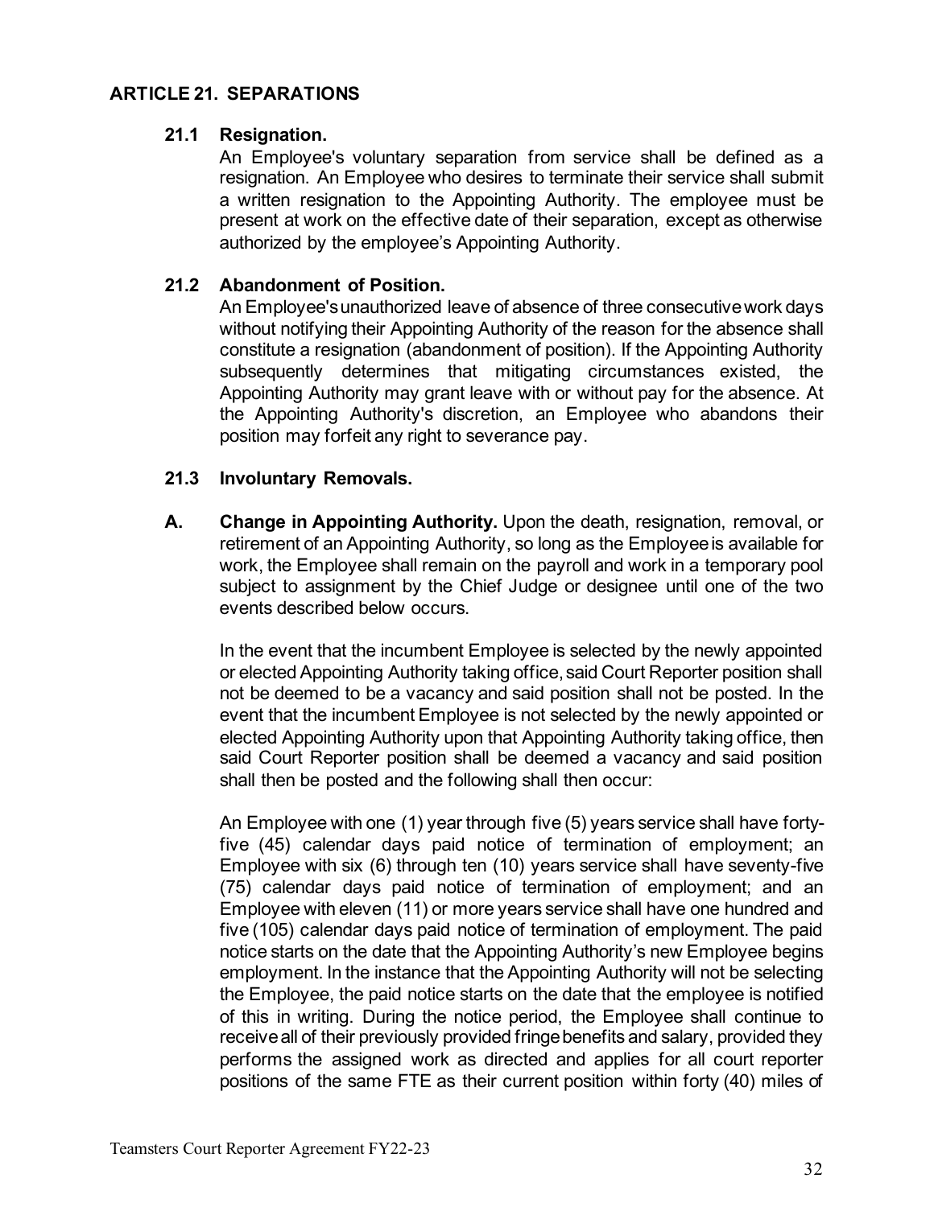## ARTICLE 21. SEPARATIONS

### 21.1 Resignation.

An Employee's voluntary separation from service shall be defined as a resignation. An Employee who desires to terminate their service shall submit a written resignation to the Appointing Authority. The employee must be present at work on the effective date of their separation, except as otherwise authorized by the employee's Appointing Authority.

### 21.2 Abandonment of Position.

An Employee's unauthorized leave of absence of three consecutive work days without notifying their Appointing Authority of the reason for the absence shall constitute a resignation (abandonment of position). If the Appointing Authority subsequently determines that mitigating circumstances existed, the Appointing Authority may grant leave with or without pay for the absence. At the Appointing Authority's discretion, an Employee who abandons their position may forfeit any right to severance pay.

### 21.3 Involuntary Removals.

**A. Change in Appointing Authority.** Upon the death, resignation, removal, or retirement of an Appointing Authority, so long as the Employee is available for work, the Employee shall remain on the payroll and work in a temporary pool subject to assignment by the Chief Judge or designee until one of the two events described below occurs.

In the event that the incumbent Employee is selected by the newly appointed or elected Appointing Authority taking office, said Court Reporter position shall not be deemed to be a vacancy and said position shall not be posted. In the event that the incumbent Employee is not selected by the newly appointed or elected Appointing Authority upon that Appointing Authority taking office, then said Court Reporter position shall be deemed a vacancy and said position shall then be posted and the following shall then occur:

An Employee with one (1) year through five (5) years service shall have forty-five (45) calendar days paid notice of termination of employment; an Employee with six (6) through ten (10) years service shall have seventy-five (75) calendar days paid notice of termination of employment; and an Employee with eleven (11) or more years service shall have one hundred and five (105) calendar days paid notice of termination of employment. The paid notice starts on the date that the Appointing Authority's new Employee begins employment. In the instance that the Appointing Authority will not be selecting the Employee, the paid notice starts on the date that the employee is notified of this in writing. During the notice period, the Employee shall continue to receive all of their previously provided fringe benefits and salary, provided they performs the assigned work as directed and applies for all court reporter positions of the same FTE as their current position within forty (40) miles of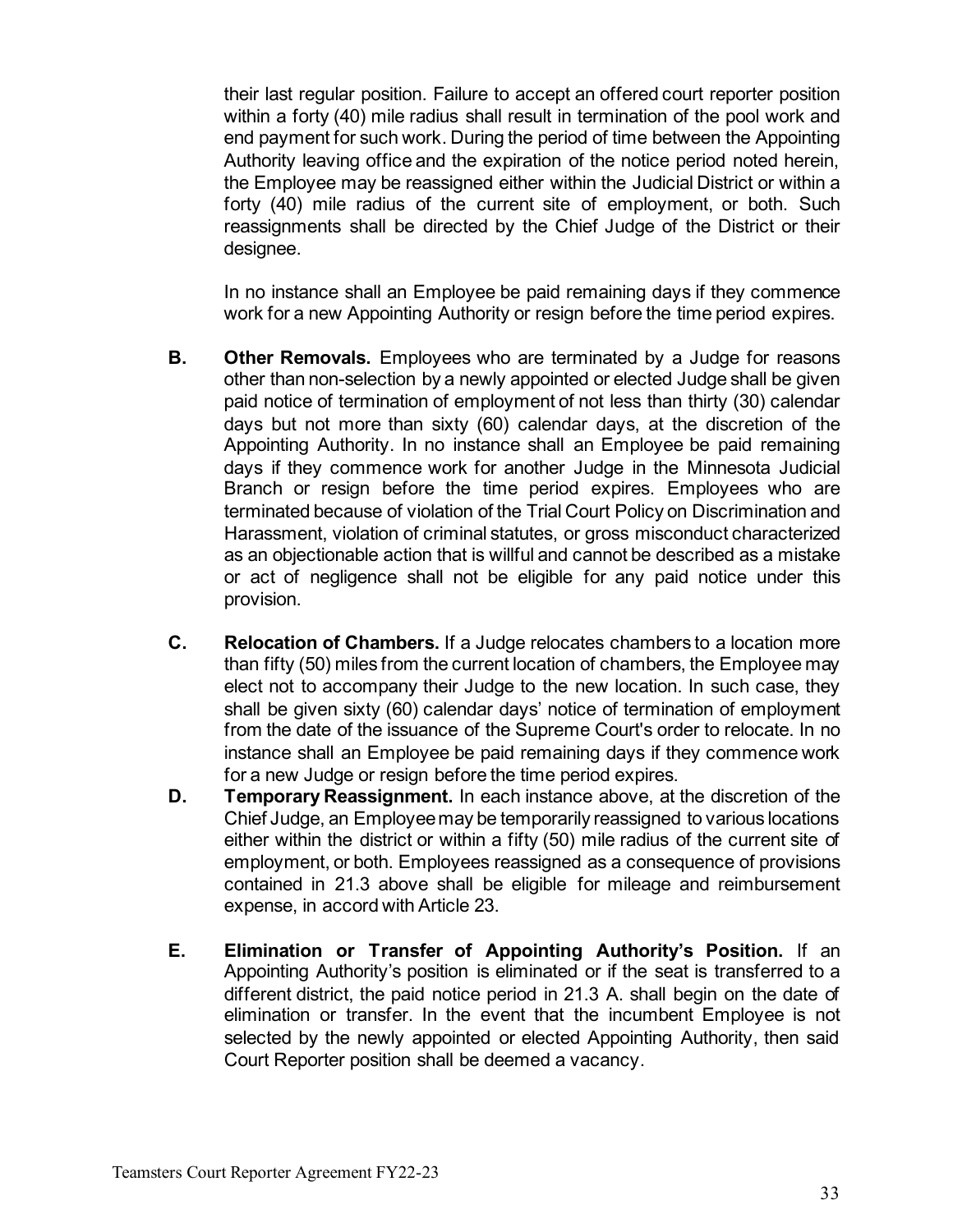their last regular position. Failure to accept an offered court reporter position within a forty (40) mile radius shall result in termination of the pool work and end payment for such work. During the period of time between the Appointing Authority leaving office and the expiration of the notice period noted herein, the Employee may be reassigned either within the Judicial District or within a forty (40) mile radius of the current site of employment, or both. Such reassignments shall be directed by the Chief Judge of the District or their designee.

In no instance shall an Employee be paid remaining days if they commence work for a new Appointing Authority or resign before the time period expires.

**B. Other Removals.** Employees who are terminated by a Judge for reasons other than non-selection by a newly appointed or elected Judge shall be given paid notice of termination of employment of not less than thirty (30) calendar days but not more than sixty (60) calendar days, at the discretion of the Appointing Authority. In no instance shall an Employee be paid remaining days if they commence work for another Judge in the Minnesota Judicial Branch or resign before the time period expires. Employees who are terminated because of violation of the Trial Court Policy on Discrimination and Harassment, violation of criminal statutes, or gross misconduct characterized as an objectionable action that is willful and cannot be described as a mistake or act of negligence shall not be eligible for any paid notice under this provision.

**C. Relocation of Chambers.** If a Judge relocates chambers to a location more than fifty (50) miles from the current location of chambers, the Employee may elect not to accompany their Judge to the new location. In such case, they shall be given sixty (60) calendar days' notice of termination of employment from the date of the issuance of the Supreme Court's order to relocate. In no instance shall an Employee be paid remaining days if they commence work for a new Judge or resign before the time period expires.

**D. Temporary Reassignment.** In each instance above, at the discretion of the Chief Judge, an Employee may be temporarily reassigned to various locations either within the district or within a fifty (50) mile radius of the current site of employment, or both. Employees reassigned as a consequence of provisions contained in 21.3 above shall be eligible for mileage and reimbursement expense, in accord with Article 23.

**E. Elimination or Transfer of Appointing Authority's Position.** If an Appointing Authority's position is eliminated or if the seat is transferred to a different district, the paid notice period in 21.3 A. shall begin on the date of elimination or transfer. In the event that the incumbent Employee is not selected by the newly appointed or elected Appointing Authority, then said Court Reporter position shall be deemed a vacancy.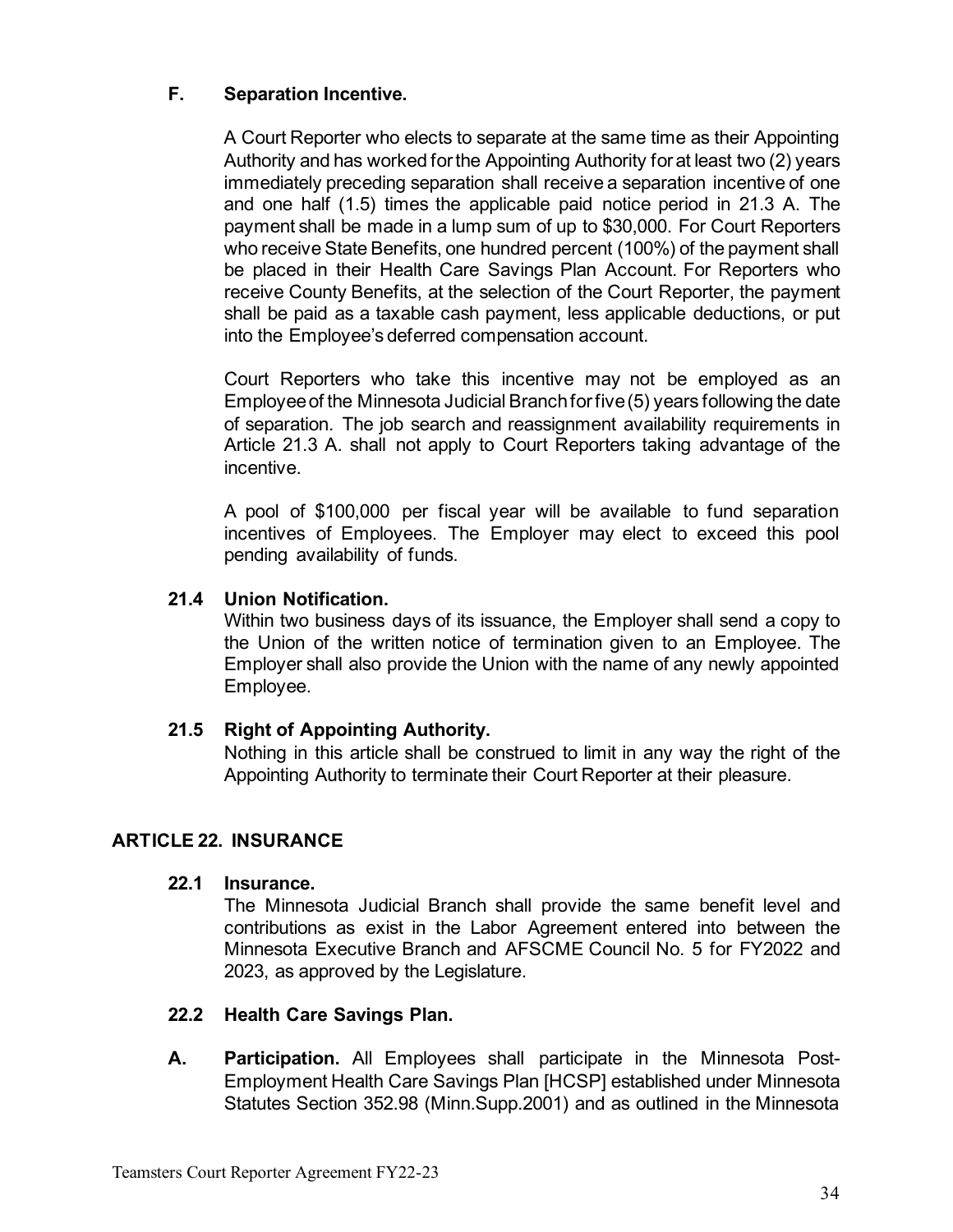### F. Separation Incentive.

A Court Reporter who elects to separate at the same time as their Appointing Authority and has worked for the Appointing Authority for at least two (2) years immediately preceding separation shall receive a separation incentive of one and one half (1.5) times the applicable paid notice period in 21.3 A. The payment shall be made in a lump sum of up to $30,000. For Court Reporters who receive State Benefits, one hundred percent (100%) of the payment shall be placed in their Health Care Savings Plan Account. For Reporters who receive County Benefits, at the selection of the Court Reporter, the payment shall be paid as a taxable cash payment, less applicable deductions, or put into the Employee's deferred compensation account.

Court Reporters who take this incentive may not be employed as an Employee of the Minnesota Judicial Branch for five (5) years following the date of separation. The job search and reassignment availability requirements in Article 21.3 A. shall not apply to Court Reporters taking advantage of the incentive.

A pool of $100,000 per fiscal year will be available to fund separation incentives of Employees. The Employer may elect to exceed this pool pending availability of funds.

### 21.4 Union Notification.

Within two business days of its issuance, the Employer shall send a copy to the Union of the written notice of termination given to an Employee. The Employer shall also provide the Union with the name of any newly appointed Employee.

### 21.5 Right of Appointing Authority.

Nothing in this article shall be construed to limit in any way the right of the Appointing Authority to terminate their Court Reporter at their pleasure.

## ARTICLE 22. INSURANCE

### 22.1 Insurance.

The Minnesota Judicial Branch shall provide the same benefit level and contributions as exist in the Labor Agreement entered into between the Minnesota Executive Branch and AFSCME Council No. 5 for FY2022 and 2023, as approved by the Legislature.

### 22.2 Health Care Savings Plan.

**A. Participation.** All Employees shall participate in the Minnesota Post-Employment Health Care Savings Plan [HCSP] established under Minnesota Statutes Section 352.98 (Minn.Supp.2001) and as outlined in the Minnesota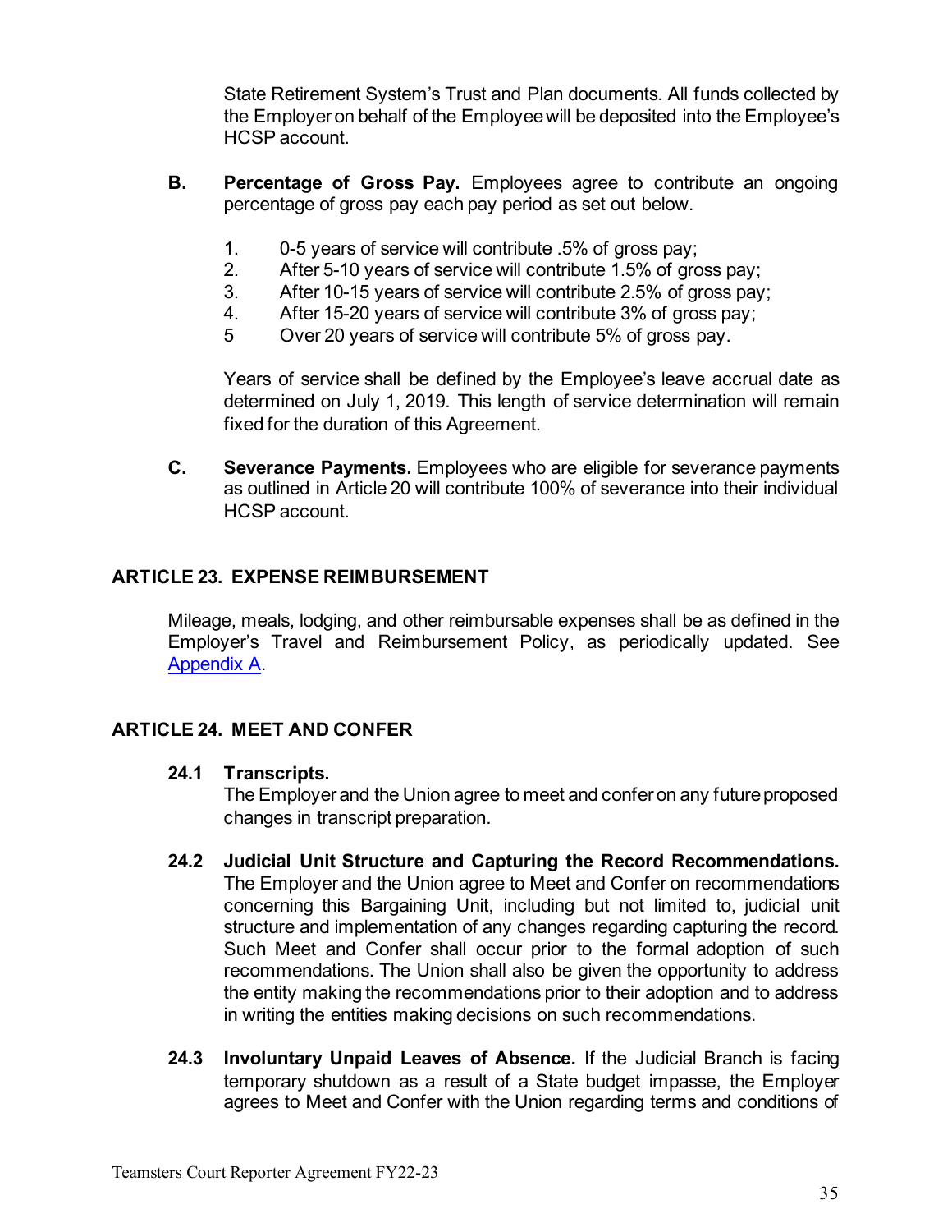State Retirement System's Trust and Plan documents. All funds collected by the Employer on behalf of the Employee will be deposited into the Employee's HCSP account.

**B. Percentage of Gross Pay.** Employees agree to contribute an ongoing percentage of gross pay each pay period as set out below.

1. 0-5 years of service will contribute .5% of gross pay;
2. After 5-10 years of service will contribute 1.5% of gross pay;
3. After 10-15 years of service will contribute 2.5% of gross pay;
4. After 15-20 years of service will contribute 3% of gross pay;
5. Over 20 years of service will contribute 5% of gross pay.

Years of service shall be defined by the Employee's leave accrual date as determined on July 1, 2019. This length of service determination will remain fixed for the duration of this Agreement.

**C. Severance Payments.** Employees who are eligible for severance payments as outlined in Article 20 will contribute 100% of severance into their individual HCSP account.

## ARTICLE 23. EXPENSE REIMBURSEMENT

Mileage, meals, lodging, and other reimbursable expenses shall be as defined in the Employer's Travel and Reimbursement Policy, as periodically updated. See Appendix A.

## ARTICLE 24. MEET AND CONFER

**24.1 Transcripts.**
The Employer and the Union agree to meet and confer on any future proposed changes in transcript preparation.

**24.2 Judicial Unit Structure and Capturing the Record Recommendations.** The Employer and the Union agree to Meet and Confer on recommendations concerning this Bargaining Unit, including but not limited to, judicial unit structure and implementation of any changes regarding capturing the record. Such Meet and Confer shall occur prior to the formal adoption of such recommendations. The Union shall also be given the opportunity to address the entity making the recommendations prior to their adoption and to address in writing the entities making decisions on such recommendations.

**24.3 Involuntary Unpaid Leaves of Absence.** If the Judicial Branch is facing temporary shutdown as a result of a State budget impasse, the Employer agrees to Meet and Confer with the Union regarding terms and conditions of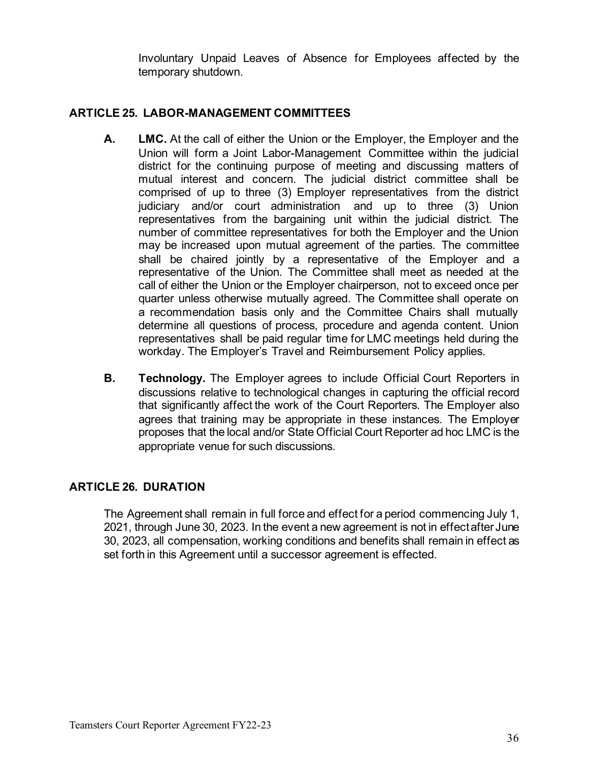Involuntary Unpaid Leaves of Absence for Employees affected by the temporary shutdown.

## ARTICLE 25. LABOR-MANAGEMENT COMMITTEES

**A. LMC.** At the call of either the Union or the Employer, the Employer and the Union will form a Joint Labor-Management Committee within the judicial district for the continuing purpose of meeting and discussing matters of mutual interest and concern. The judicial district committee shall be comprised of up to three (3) Employer representatives from the district judiciary and/or court administration and up to three (3) Union representatives from the bargaining unit within the judicial district. The number of committee representatives for both the Employer and the Union may be increased upon mutual agreement of the parties. The committee shall be chaired jointly by a representative of the Employer and a representative of the Union. The Committee shall meet as needed at the call of either the Union or the Employer chairperson, not to exceed once per quarter unless otherwise mutually agreed. The Committee shall operate on a recommendation basis only and the Committee Chairs shall mutually determine all questions of process, procedure and agenda content. Union representatives shall be paid regular time for LMC meetings held during the workday. The Employer's Travel and Reimbursement Policy applies.

**B. Technology.** The Employer agrees to include Official Court Reporters in discussions relative to technological changes in capturing the official record that significantly affect the work of the Court Reporters. The Employer also agrees that training may be appropriate in these instances. The Employer proposes that the local and/or State Official Court Reporter ad hoc LMC is the appropriate venue for such discussions.

## ARTICLE 26. DURATION

The Agreement shall remain in full force and effect for a period commencing July 1, 2021, through June 30, 2023. In the event a new agreement is not in effect after June 30, 2023, all compensation, working conditions and benefits shall remain in effect as set forth in this Agreement until a successor agreement is effected.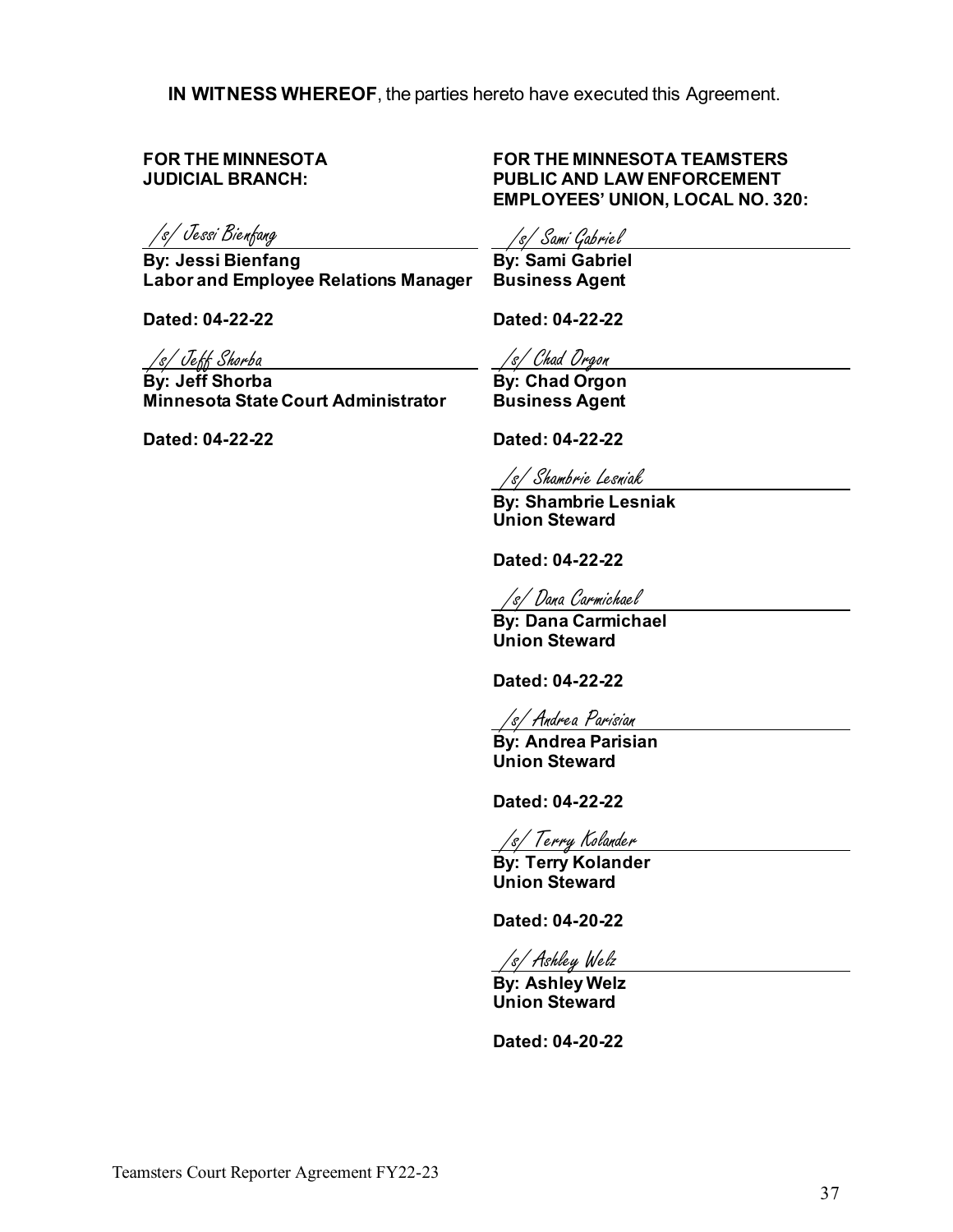**IN WITNESS WHEREOF**, the parties hereto have executed this Agreement.

**FOR THE MINNESOTA JUDICIAL BRANCH:**

/s/ Jessi Bienfang

**By: Jessi Bienfang**
**Labor and Employee Relations Manager**

**Dated: 04-22-22**

/s/ Jeff Shorba

**By: Jeff Shorba**
**Minnesota State Court Administrator**

**Dated: 04-22-22**

**FOR THE MINNESOTA TEAMSTERS PUBLIC AND LAW ENFORCEMENT EMPLOYEES' UNION, LOCAL NO. 320:**

/s/ Sami Gabriel

**By: Sami Gabriel**
**Business Agent**

**Dated: 04-22-22**

/s/ Chad Orgon

**By: Chad Orgon**
**Business Agent**

**Dated: 04-22-22**

/s/ Shambrie Lesniak

**By: Shambrie Lesniak**
**Union Steward**

**Dated: 04-22-22**

/s/ Dana Carmichael

**By: Dana Carmichael**
**Union Steward**

**Dated: 04-22-22**

/s/ Andrea Parisian

**By: Andrea Parisian**
**Union Steward**

**Dated: 04-22-22**

/s/ Terry Kolander

**By: Terry Kolander**
**Union Steward**

**Dated: 04-20-22**

/s/ Ashley Welz

**By: Ashley Welz**
**Union Steward**

**Dated: 04-20-22**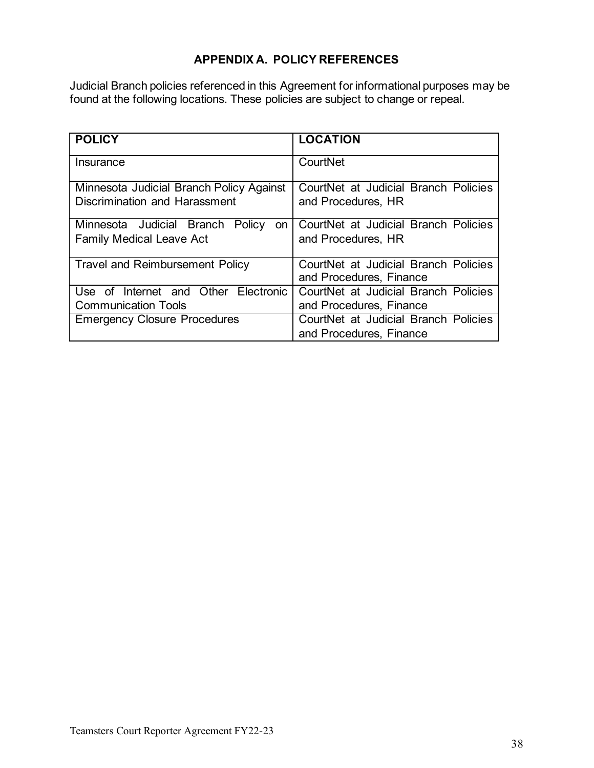## APPENDIX A. POLICY REFERENCES

Judicial Branch policies referenced in this Agreement for informational purposes may be found at the following locations. These policies are subject to change or repeal.

| POLICY | LOCATION |
|---|---|
| Insurance | CourtNet |
| Minnesota Judicial Branch Policy Against Discrimination and Harassment | CourtNet at Judicial Branch Policies and Procedures, HR |
| Minnesota Judicial Branch Policy on Family Medical Leave Act | CourtNet at Judicial Branch Policies and Procedures, HR |
| Travel and Reimbursement Policy | CourtNet at Judicial Branch Policies and Procedures, Finance |
| Use of Internet and Other Electronic Communication Tools | CourtNet at Judicial Branch Policies and Procedures, Finance |
| Emergency Closure Procedures | CourtNet at Judicial Branch Policies and Procedures, Finance |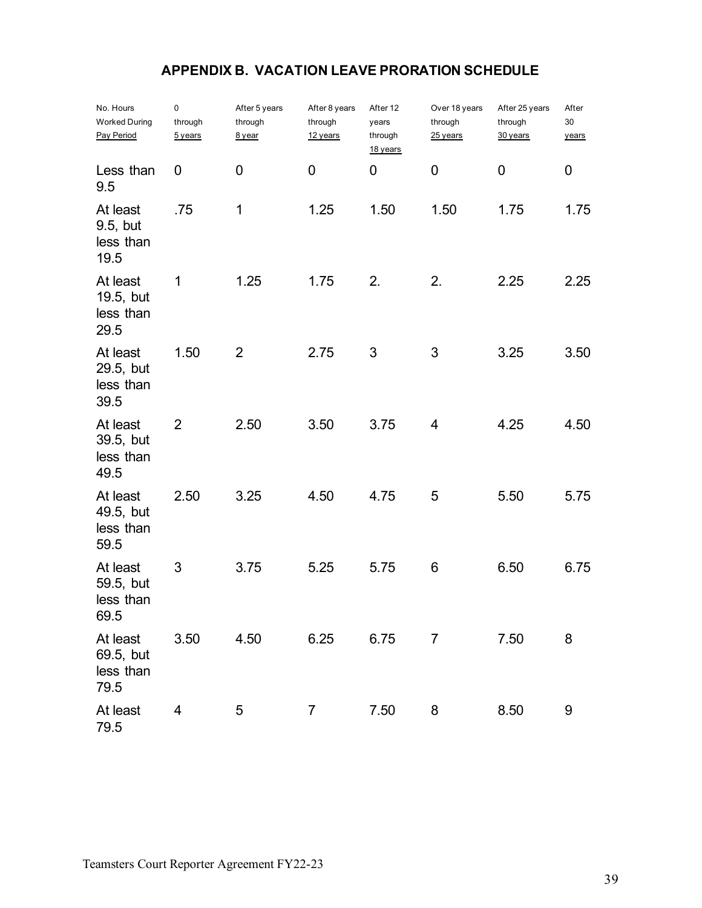## APPENDIX B. VACATION LEAVE PRORATION SCHEDULE

| No. Hours Worked During Pay Period | 0 through 5 years | After 5 years through 8 year | After 8 years through 12 years | After 12 years through 18 years | Over 18 years through 25 years | After 25 years through 30 years | After 30 years |
|---|---|---|---|---|---|---|---|
| Less than 9.5 | 0 | 0 | 0 | 0 | 0 | 0 | 0 |
| At least 9.5, but less than 19.5 | .75 | 1 | 1.25 | 1.50 | 1.50 | 1.75 | 1.75 |
| At least 19.5, but less than 29.5 | 1 | 1.25 | 1.75 | 2. | 2. | 2.25 | 2.25 |
| At least 29.5, but less than 39.5 | 1.50 | 2 | 2.75 | 3 | 3 | 3.25 | 3.50 |
| At least 39.5, but less than 49.5 | 2 | 2.50 | 3.50 | 3.75 | 4 | 4.25 | 4.50 |
| At least 49.5, but less than 59.5 | 2.50 | 3.25 | 4.50 | 4.75 | 5 | 5.50 | 5.75 |
| At least 59.5, but less than 69.5 | 3 | 3.75 | 5.25 | 5.75 | 6 | 6.50 | 6.75 |
| At least 69.5, but less than 79.5 | 3.50 | 4.50 | 6.25 | 6.75 | 7 | 7.50 | 8 |
| At least 79.5 | 4 | 5 | 7 | 7.50 | 8 | 8.50 | 9 |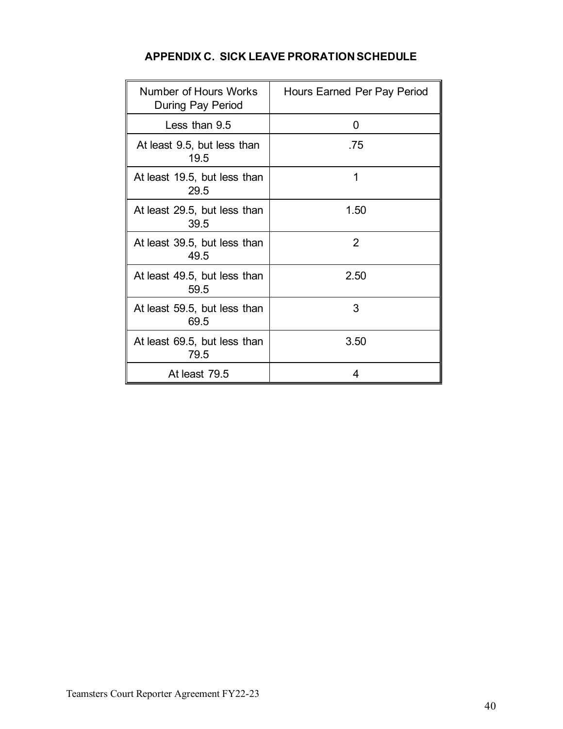## APPENDIX C. SICK LEAVE PRORATION SCHEDULE

| Number of Hours Works During Pay Period | Hours Earned Per Pay Period |
|---|---|
| Less than 9.5 | 0 |
| At least 9.5, but less than 19.5 | .75 |
| At least 19.5, but less than 29.5 | 1 |
| At least 29.5, but less than 39.5 | 1.50 |
| At least 39.5, but less than 49.5 | 2 |
| At least 49.5, but less than 59.5 | 2.50 |
| At least 59.5, but less than 69.5 | 3 |
| At least 69.5, but less than 79.5 | 3.50 |
| At least 79.5 | 4 |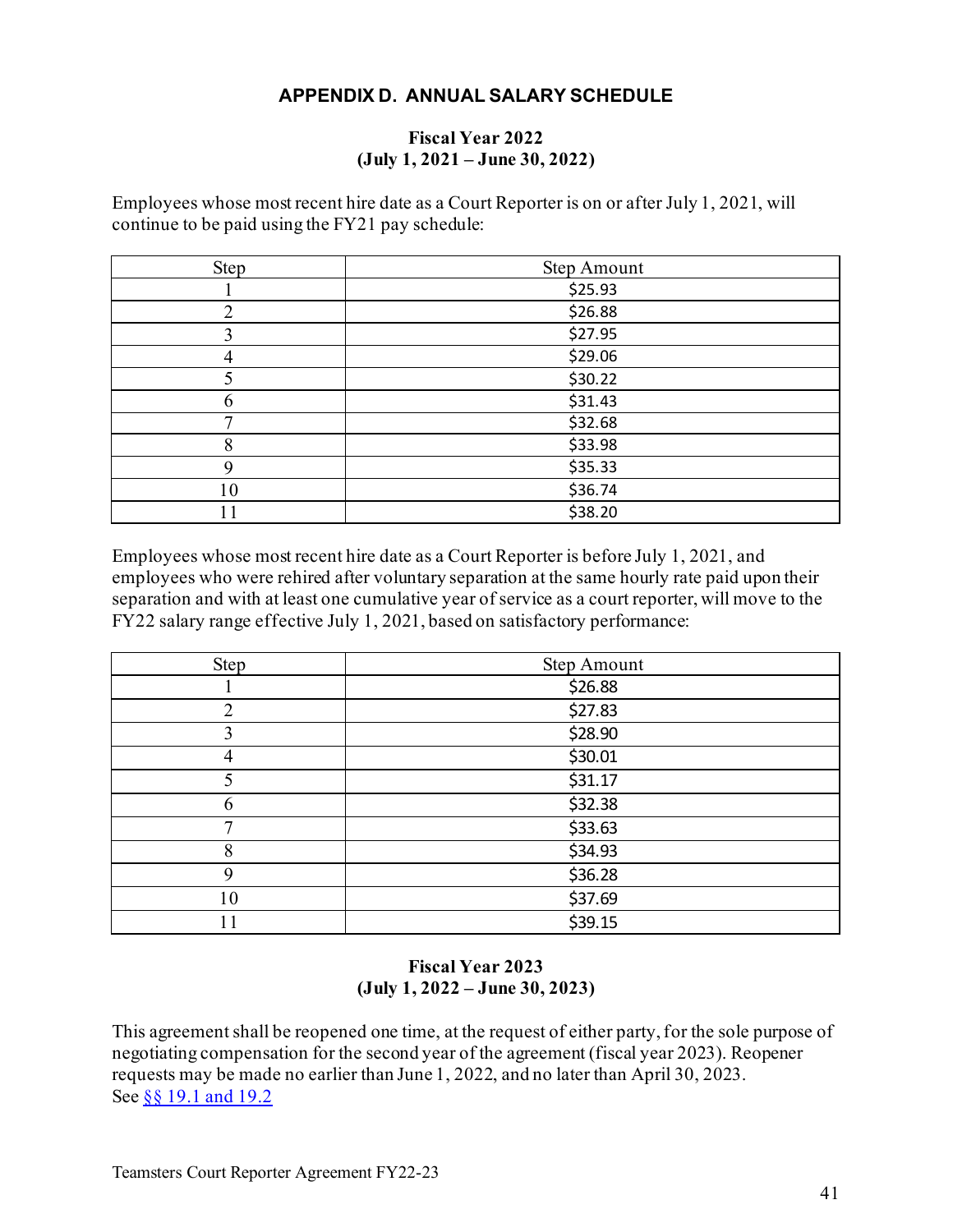## APPENDIX D. ANNUAL SALARY SCHEDULE

### Fiscal Year 2022
### (July 1, 2021 – June 30, 2022)

Employees whose most recent hire date as a Court Reporter is on or after July 1, 2021, will continue to be paid using the FY21 pay schedule:

| Step | Step Amount |
|---|---|
| 1 | $25.93 |
| 2 | $26.88 |
| 3 | $27.95 |
| 4 | $29.06 |
| 5 | $30.22 |
| 6 | $31.43 |
| 7 | $32.68 |
| 8 | $33.98 |
| 9 | $35.33 |
| 10 | $36.74 |
| 11 | $38.20 |

Employees whose most recent hire date as a Court Reporter is before July 1, 2021, and employees who were rehired after voluntary separation at the same hourly rate paid upon their separation and with at least one cumulative year of service as a court reporter, will move to the FY22 salary range effective July 1, 2021, based on satisfactory performance:

| Step | Step Amount |
|---|---|
| 1 | $26.88 |
| 2 | $27.83 |
| 3 | $28.90 |
| 4 | $30.01 |
| 5 | $31.17 |
| 6 | $32.38 |
| 7 | $33.63 |
| 8 | $34.93 |
| 9 | $36.28 |
| 10 | $37.69 |
| 11 | $39.15 |

### Fiscal Year 2023
### (July 1, 2022 – June 30, 2023)

This agreement shall be reopened one time, at the request of either party, for the sole purpose of negotiating compensation for the second year of the agreement (fiscal year 2023). Reopener requests may be made no earlier than June 1, 2022, and no later than April 30, 2023. See §§ 19.1 and 19.2

Teamsters Court Reporter Agreement FY22-23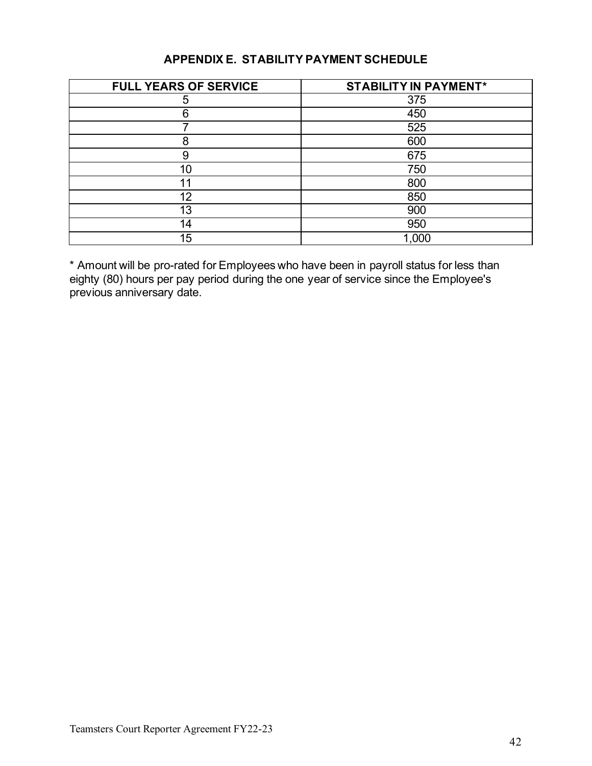## APPENDIX E. STABILITY PAYMENT SCHEDULE

| FULL YEARS OF SERVICE | STABILITY IN PAYMENT* |
|---|---|
| 5 | 375 |
| 6 | 450 |
| 7 | 525 |
| 8 | 600 |
| 9 | 675 |
| 10 | 750 |
| 11 | 800 |
| 12 | 850 |
| 13 | 900 |
| 14 | 950 |
| 15 | 1,000 |

* Amount will be pro-rated for Employees who have been in payroll status for less than eighty (80) hours per pay period during the one year of service since the Employee's previous anniversary date.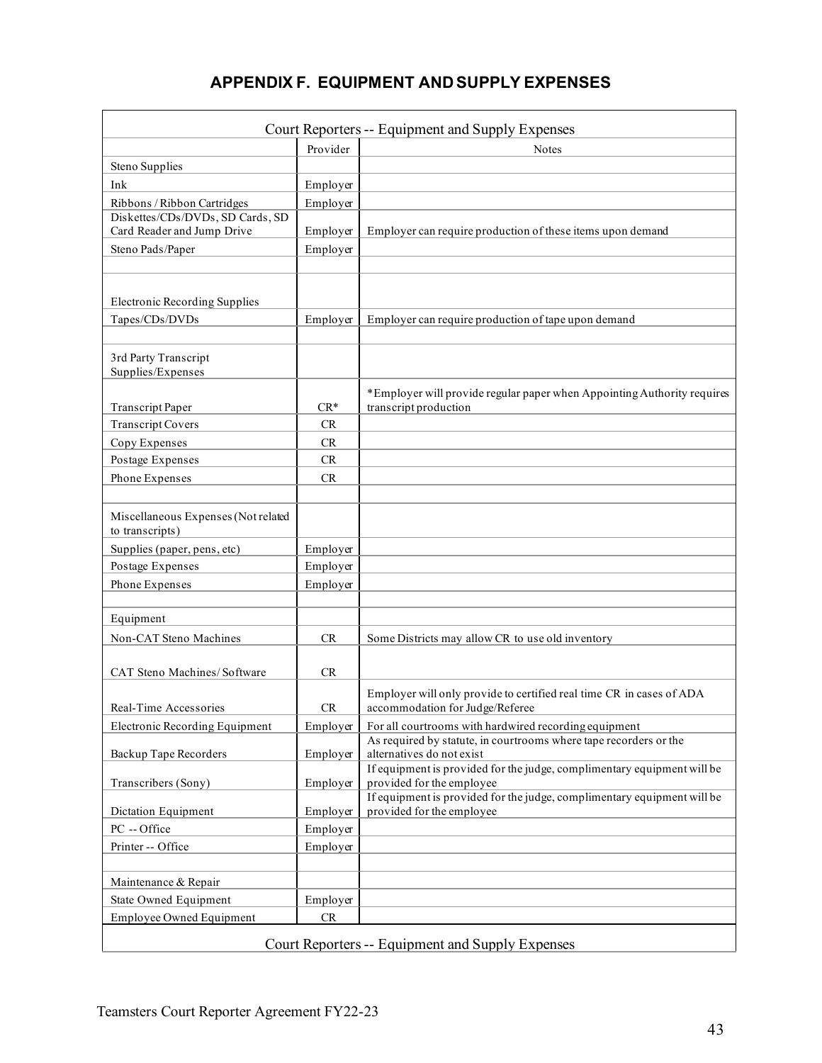## APPENDIX F. EQUIPMENT AND SUPPLY EXPENSES

| Court Reporters -- Equipment and Supply Expenses | | |
|---|---|---|
| | Provider | Notes |
| Steno Supplies | | |
| Ink | Employer | |
| Ribbons / Ribbon Cartridges | Employer | |
| Diskettes/CDs/DVDs, SD Cards, SD Card Reader and Jump Drive | Employer | Employer can require production of these items upon demand |
| Steno Pads/Paper | Employer | |
| | | |
| Electronic Recording Supplies | | |
| Tapes/CDs/DVDs | Employer | Employer can require production of tape upon demand |
| | | |
| 3rd Party Transcript Supplies/Expenses | | |
| Transcript Paper | CR* | *Employer will provide regular paper when Appointing Authority requires transcript production |
| Transcript Covers | CR | |
| Copy Expenses | CR | |
| Postage Expenses | CR | |
| Phone Expenses | CR | |
| | | |
| Miscellaneous Expenses (Not related to transcripts) | | |
| Supplies (paper, pens, etc) | Employer | |
| Postage Expenses | Employer | |
| Phone Expenses | Employer | |
| | | |
| Equipment | | |
| Non-CAT Steno Machines | CR | Some Districts may allow CR to use old inventory |
| CAT Steno Machines/ Software | CR | |
| Real-Time Accessories | CR | Employer will only provide to certified real time CR in cases of ADA accommodation for Judge/Referee |
| Electronic Recording Equipment | Employer | For all courtrooms with hardwired recording equipment |
| Backup Tape Recorders | Employer | As required by statute, in courtrooms where tape recorders or the alternatives do not exist |
| Transcribers (Sony) | Employer | If equipment is provided for the judge, complimentary equipment will be provided for the employee |
| Dictation Equipment | Employer | If equipment is provided for the judge, complimentary equipment will be provided for the employee |
| PC -- Office | Employer | |
| Printer -- Office | Employer | |
| | | |
| Maintenance & Repair | | |
| State Owned Equipment | Employer | |
| Employee Owned Equipment | CR | |
| Court Reporters -- Equipment and Supply Expenses | | |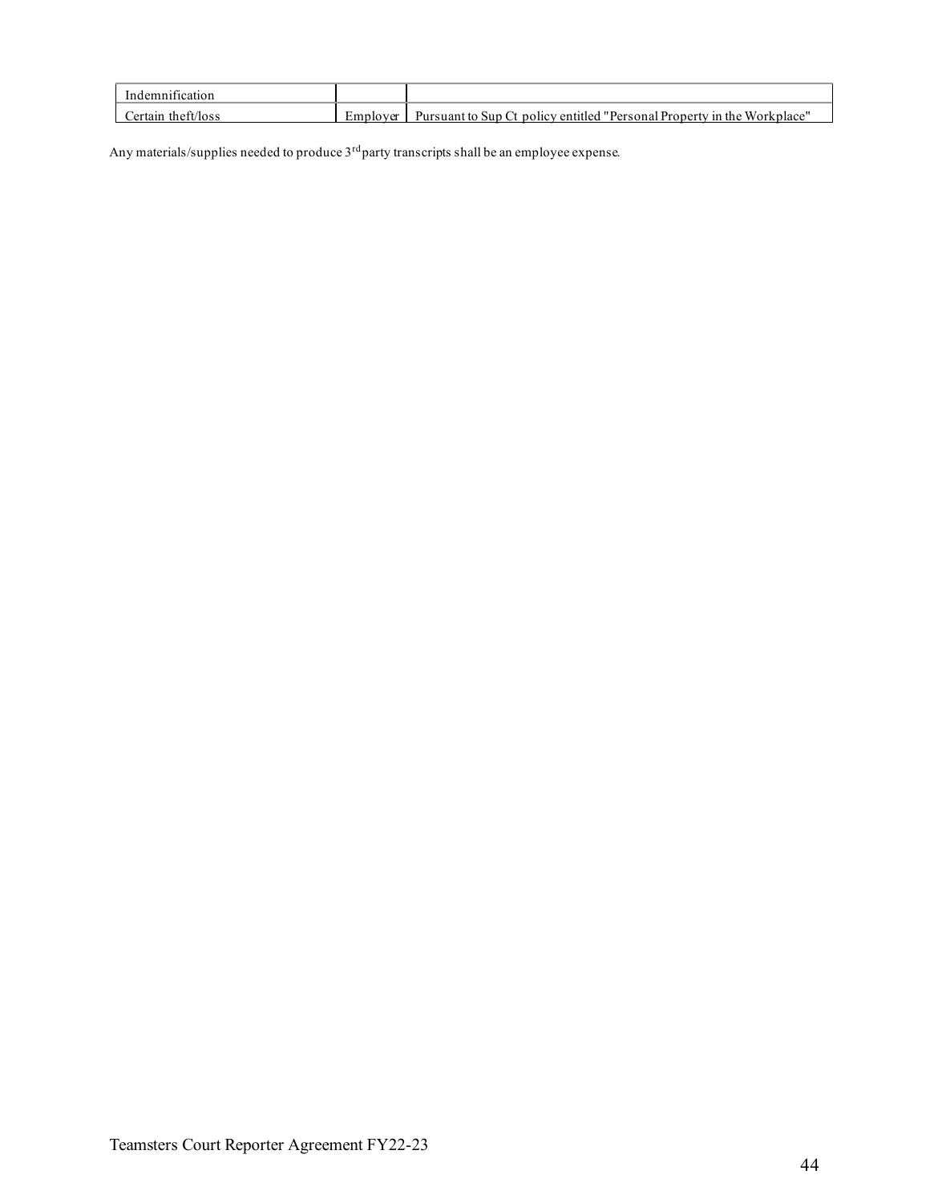| | | |
|---|---|---|
| Indemnification | | |
| Certain theft/loss | Employer | Pursuant to Sup Ct policy entitled "Personal Property in the Workplace" |

Any materials/supplies needed to produce 3rd party transcripts shall be an employee expense.